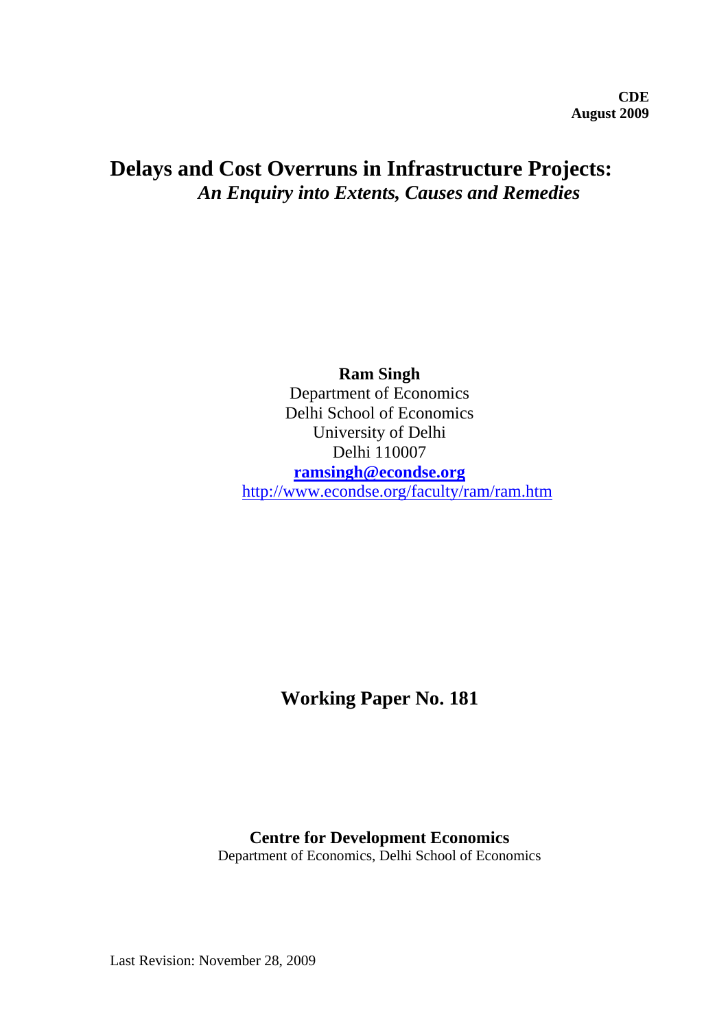**CDE**
**August 2009**

# Delays and Cost Overruns in Infrastructure Projects:
## *An Enquiry into Extents, Causes and Remedies*

**Ram Singh**
Department of Economics
Delhi School of Economics
University of Delhi
Delhi 110007
**ramsingh@econdse.org**
http://www.econdse.org/faculty/ram/ram.htm

**Working Paper No. 181**

**Centre for Development Economics**
Department of Economics, Delhi School of Economics

Last Revision: November 28, 2009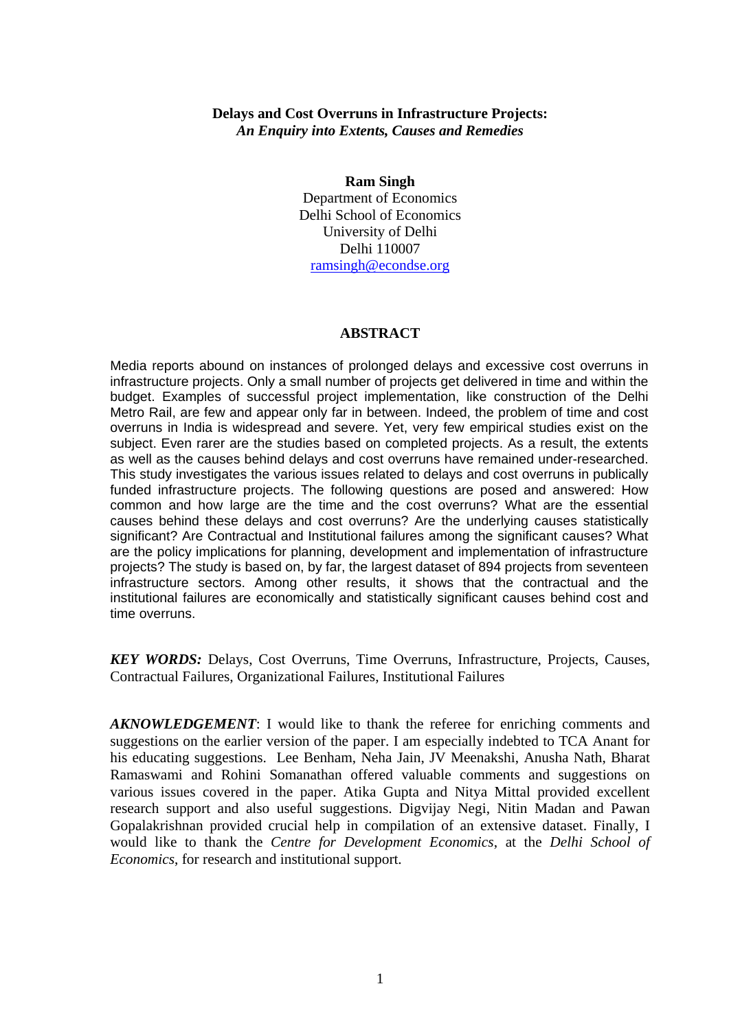**Delays and Cost Overruns in Infrastructure Projects:**
***An Enquiry into Extents, Causes and Remedies***

**Ram Singh**
Department of Economics
Delhi School of Economics
University of Delhi
Delhi 110007
ramsingh@econdse.org

## ABSTRACT

Media reports abound on instances of prolonged delays and excessive cost overruns in infrastructure projects. Only a small number of projects get delivered in time and within the budget. Examples of successful project implementation, like construction of the Delhi Metro Rail, are few and appear only far in between. Indeed, the problem of time and cost overruns in India is widespread and severe. Yet, very few empirical studies exist on the subject. Even rarer are the studies based on completed projects. As a result, the extents as well as the causes behind delays and cost overruns have remained under-researched. This study investigates the various issues related to delays and cost overruns in publically funded infrastructure projects. The following questions are posed and answered: How common and how large are the time and the cost overruns? What are the essential causes behind these delays and cost overruns? Are the underlying causes statistically significant? Are Contractual and Institutional failures among the significant causes? What are the policy implications for planning, development and implementation of infrastructure projects? The study is based on, by far, the largest dataset of 894 projects from seventeen infrastructure sectors. Among other results, it shows that the contractual and the institutional failures are economically and statistically significant causes behind cost and time overruns.

***KEY WORDS:*** Delays, Cost Overruns, Time Overruns, Infrastructure, Projects, Causes, Contractual Failures, Organizational Failures, Institutional Failures

***AKNOWLEDGEMENT***: I would like to thank the referee for enriching comments and suggestions on the earlier version of the paper. I am especially indebted to TCA Anant for his educating suggestions. Lee Benham, Neha Jain, JV Meenakshi, Anusha Nath, Bharat Ramaswami and Rohini Somanathan offered valuable comments and suggestions on various issues covered in the paper. Atika Gupta and Nitya Mittal provided excellent research support and also useful suggestions. Digvijay Negi, Nitin Madan and Pawan Gopalakrishnan provided crucial help in compilation of an extensive dataset. Finally, I would like to thank the *Centre for Development Economics*, at the *Delhi School of Economics*, for research and institutional support.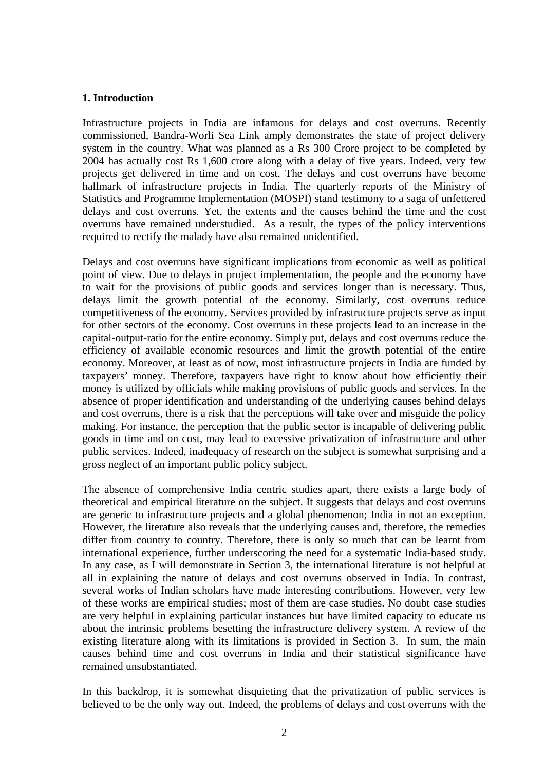**1. Introduction**

Infrastructure projects in India are infamous for delays and cost overruns. Recently commissioned, Bandra-Worli Sea Link amply demonstrates the state of project delivery system in the country. What was planned as a Rs 300 Crore project to be completed by 2004 has actually cost Rs 1,600 crore along with a delay of five years. Indeed, very few projects get delivered in time and on cost. The delays and cost overruns have become hallmark of infrastructure projects in India. The quarterly reports of the Ministry of Statistics and Programme Implementation (MOSPI) stand testimony to a saga of unfettered delays and cost overruns. Yet, the extents and the causes behind the time and the cost overruns have remained understudied. As a result, the types of the policy interventions required to rectify the malady have also remained unidentified.

Delays and cost overruns have significant implications from economic as well as political point of view. Due to delays in project implementation, the people and the economy have to wait for the provisions of public goods and services longer than is necessary. Thus, delays limit the growth potential of the economy. Similarly, cost overruns reduce competitiveness of the economy. Services provided by infrastructure projects serve as input for other sectors of the economy. Cost overruns in these projects lead to an increase in the capital-output-ratio for the entire economy. Simply put, delays and cost overruns reduce the efficiency of available economic resources and limit the growth potential of the entire economy. Moreover, at least as of now, most infrastructure projects in India are funded by taxpayers' money. Therefore, taxpayers have right to know about how efficiently their money is utilized by officials while making provisions of public goods and services. In the absence of proper identification and understanding of the underlying causes behind delays and cost overruns, there is a risk that the perceptions will take over and misguide the policy making. For instance, the perception that the public sector is incapable of delivering public goods in time and on cost, may lead to excessive privatization of infrastructure and other public services. Indeed, inadequacy of research on the subject is somewhat surprising and a gross neglect of an important public policy subject.

The absence of comprehensive India centric studies apart, there exists a large body of theoretical and empirical literature on the subject. It suggests that delays and cost overruns are generic to infrastructure projects and a global phenomenon; India in not an exception. However, the literature also reveals that the underlying causes and, therefore, the remedies differ from country to country. Therefore, there is only so much that can be learnt from international experience, further underscoring the need for a systematic India-based study. In any case, as I will demonstrate in Section 3, the international literature is not helpful at all in explaining the nature of delays and cost overruns observed in India. In contrast, several works of Indian scholars have made interesting contributions. However, very few of these works are empirical studies; most of them are case studies. No doubt case studies are very helpful in explaining particular instances but have limited capacity to educate us about the intrinsic problems besetting the infrastructure delivery system. A review of the existing literature along with its limitations is provided in Section 3. In sum, the main causes behind time and cost overruns in India and their statistical significance have remained unsubstantiated.

In this backdrop, it is somewhat disquieting that the privatization of public services is believed to be the only way out. Indeed, the problems of delays and cost overruns with the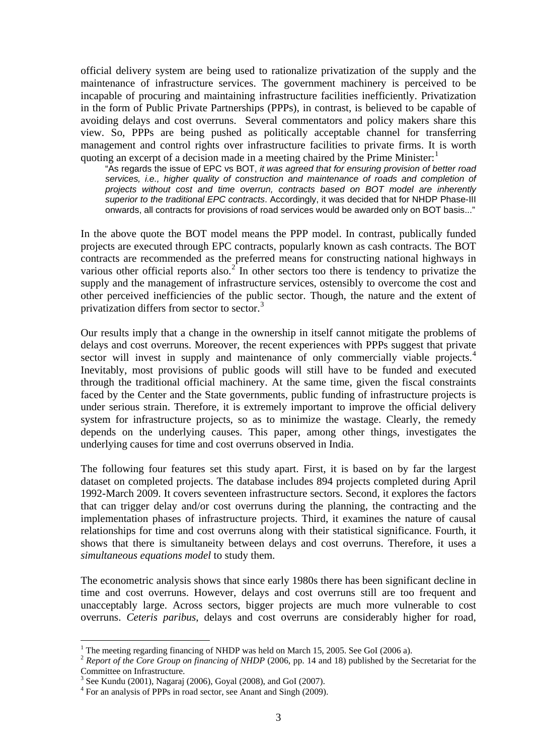official delivery system are being used to rationalize privatization of the supply and the maintenance of infrastructure services. The government machinery is perceived to be incapable of procuring and maintaining infrastructure facilities inefficiently. Privatization in the form of Public Private Partnerships (PPPs), in contrast, is believed to be capable of avoiding delays and cost overruns. Several commentators and policy makers share this view. So, PPPs are being pushed as politically acceptable channel for transferring management and control rights over infrastructure facilities to private firms. It is worth quoting an excerpt of a decision made in a meeting chaired by the Prime Minister:[1]

> "As regards the issue of EPC vs BOT, *it was agreed that for ensuring provision of better road services, i.e., higher quality of construction and maintenance of roads and completion of projects without cost and time overrun, contracts based on BOT model are inherently superior to the traditional EPC contracts*. Accordingly, it was decided that for NHDP Phase-III onwards, all contracts for provisions of road services would be awarded only on BOT basis..."

In the above quote the BOT model means the PPP model. In contrast, publically funded projects are executed through EPC contracts, popularly known as cash contracts. The BOT contracts are recommended as the preferred means for constructing national highways in various other official reports also.[2] In other sectors too there is tendency to privatize the supply and the management of infrastructure services, ostensibly to overcome the cost and other perceived inefficiencies of the public sector. Though, the nature and the extent of privatization differs from sector to sector.[3]

Our results imply that a change in the ownership in itself cannot mitigate the problems of delays and cost overruns. Moreover, the recent experiences with PPPs suggest that private sector will invest in supply and maintenance of only commercially viable projects.[4] Inevitably, most provisions of public goods will still have to be funded and executed through the traditional official machinery. At the same time, given the fiscal constraints faced by the Center and the State governments, public funding of infrastructure projects is under serious strain. Therefore, it is extremely important to improve the official delivery system for infrastructure projects, so as to minimize the wastage. Clearly, the remedy depends on the underlying causes. This paper, among other things, investigates the underlying causes for time and cost overruns observed in India.

The following four features set this study apart. First, it is based on by far the largest dataset on completed projects. The database includes 894 projects completed during April 1992-March 2009. It covers seventeen infrastructure sectors. Second, it explores the factors that can trigger delay and/or cost overruns during the planning, the contracting and the implementation phases of infrastructure projects. Third, it examines the nature of causal relationships for time and cost overruns along with their statistical significance. Fourth, it shows that there is simultaneity between delays and cost overruns. Therefore, it uses a *simultaneous equations model* to study them.

The econometric analysis shows that since early 1980s there has been significant decline in time and cost overruns. However, delays and cost overruns still are too frequent and unacceptably large. Across sectors, bigger projects are much more vulnerable to cost overruns. *Ceteris paribus*, delays and cost overruns are considerably higher for road,

---

[1] The meeting regarding financing of NHDP was held on March 15, 2005. See GoI (2006 a).

[2] *Report of the Core Group on financing of NHDP* (2006, pp. 14 and 18) published by the Secretariat for the Committee on Infrastructure.

[3] See Kundu (2001), Nagaraj (2006), Goyal (2008), and GoI (2007).

[4] For an analysis of PPPs in road sector, see Anant and Singh (2009).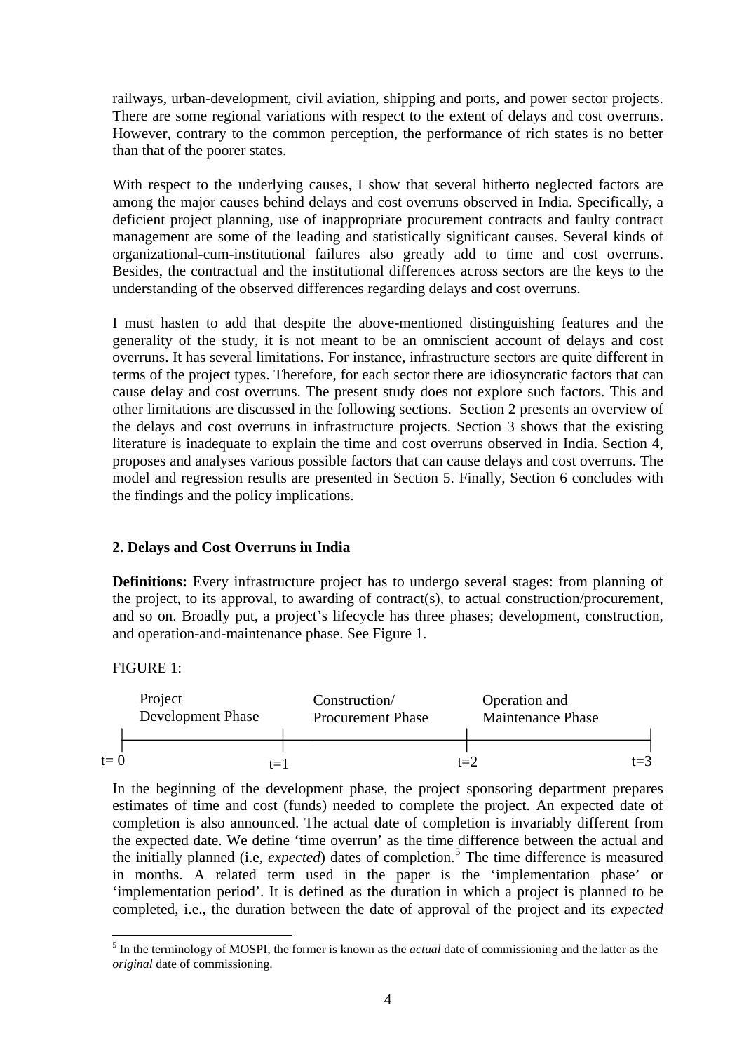railways, urban-development, civil aviation, shipping and ports, and power sector projects. There are some regional variations with respect to the extent of delays and cost overruns. However, contrary to the common perception, the performance of rich states is no better than that of the poorer states.

With respect to the underlying causes, I show that several hitherto neglected factors are among the major causes behind delays and cost overruns observed in India. Specifically, a deficient project planning, use of inappropriate procurement contracts and faulty contract management are some of the leading and statistically significant causes. Several kinds of organizational-cum-institutional failures also greatly add to time and cost overruns. Besides, the contractual and the institutional differences across sectors are the keys to the understanding of the observed differences regarding delays and cost overruns.

I must hasten to add that despite the above-mentioned distinguishing features and the generality of the study, it is not meant to be an omniscient account of delays and cost overruns. It has several limitations. For instance, infrastructure sectors are quite different in terms of the project types. Therefore, for each sector there are idiosyncratic factors that can cause delay and cost overruns. The present study does not explore such factors. This and other limitations are discussed in the following sections. Section 2 presents an overview of the delays and cost overruns in infrastructure projects. Section 3 shows that the existing literature is inadequate to explain the time and cost overruns observed in India. Section 4, proposes and analyses various possible factors that can cause delays and cost overruns. The model and regression results are presented in Section 5. Finally, Section 6 concludes with the findings and the policy implications.

## 2. Delays and Cost Overruns in India

**Definitions:** Every infrastructure project has to undergo several stages: from planning of the project, to its approval, to awarding of contract(s), to actual construction/procurement, and so on. Broadly put, a project's lifecycle has three phases; development, construction, and operation-and-maintenance phase. See Figure 1.

FIGURE 1:

| Project Development Phase | Construction/ Procurement Phase | Operation and Maintenance Phase |
|---|---|---|
| t= 0 → t=1 | t=1 → t=2 | t=2 → t=3 |

In the beginning of the development phase, the project sponsoring department prepares estimates of time and cost (funds) needed to complete the project. An expected date of completion is also announced. The actual date of completion is invariably different from the expected date. We define 'time overrun' as the time difference between the actual and the initially planned (i.e, *expected*) dates of completion.[5] The time difference is measured in months. A related term used in the paper is the 'implementation phase' or 'implementation period'. It is defined as the duration in which a project is planned to be completed, i.e., the duration between the date of approval of the project and its *expected*

[5] In the terminology of MOSPI, the former is known as the *actual* date of commissioning and the latter as the *original* date of commissioning.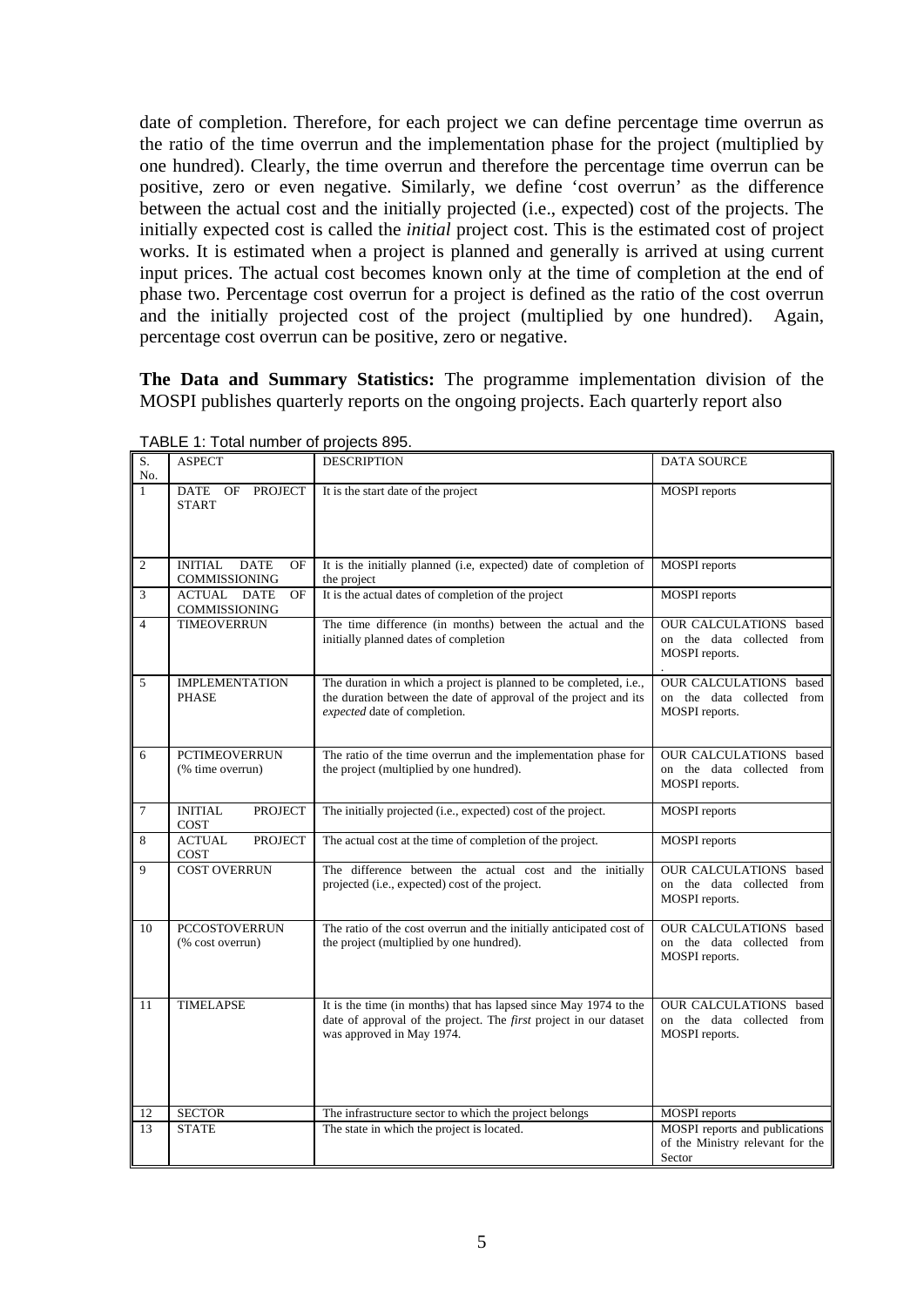date of completion. Therefore, for each project we can define percentage time overrun as the ratio of the time overrun and the implementation phase for the project (multiplied by one hundred). Clearly, the time overrun and therefore the percentage time overrun can be positive, zero or even negative. Similarly, we define 'cost overrun' as the difference between the actual cost and the initially projected (i.e., expected) cost of the projects. The initially expected cost is called the *initial* project cost. This is the estimated cost of project works. It is estimated when a project is planned and generally is arrived at using current input prices. The actual cost becomes known only at the time of completion at the end of phase two. Percentage cost overrun for a project is defined as the ratio of the cost overrun and the initially projected cost of the project (multiplied by one hundred). Again, percentage cost overrun can be positive, zero or negative.

**The Data and Summary Statistics:** The programme implementation division of the MOSPI publishes quarterly reports on the ongoing projects. Each quarterly report also

TABLE 1: Total number of projects 895.

| S. No. | ASPECT | DESCRIPTION | DATA SOURCE |
|---|---|---|---|
| 1 | DATE OF PROJECT START | It is the start date of the project | MOSPI reports |
| 2 | INITIAL DATE OF COMMISSIONING | It is the initially planned (i.e, expected) date of completion of the project | MOSPI reports |
| 3 | ACTUAL DATE OF COMMISSIONING | It is the actual dates of completion of the project | MOSPI reports |
| 4 | TIMEOVERRUN | The time difference (in months) between the actual and the initially planned dates of completion | OUR CALCULATIONS based on the data collected from MOSPI reports. |
| 5 | IMPLEMENTATION PHASE | The duration in which a project is planned to be completed, i.e., the duration between the date of approval of the project and its *expected* date of completion. | OUR CALCULATIONS based on the data collected from MOSPI reports. |
| 6 | PCTIMEOVERRUN (% time overrun) | The ratio of the time overrun and the implementation phase for the project (multiplied by one hundred). | OUR CALCULATIONS based on the data collected from MOSPI reports. |
| 7 | INITIAL PROJECT COST | The initially projected (i.e., expected) cost of the project. | MOSPI reports |
| 8 | ACTUAL PROJECT COST | The actual cost at the time of completion of the project. | MOSPI reports |
| 9 | COST OVERRUN | The difference between the actual cost and the initially projected (i.e., expected) cost of the project. | OUR CALCULATIONS based on the data collected from MOSPI reports. |
| 10 | PCCOSTOVERRUN (% cost overrun) | The ratio of the cost overrun and the initially anticipated cost of the project (multiplied by one hundred). | OUR CALCULATIONS based on the data collected from MOSPI reports. |
| 11 | TIMELAPSE | It is the time (in months) that has lapsed since May 1974 to the date of approval of the project. The *first* project in our dataset was approved in May 1974. | OUR CALCULATIONS based on the data collected from MOSPI reports. |
| 12 | SECTOR | The infrastructure sector to which the project belongs | MOSPI reports |
| 13 | STATE | The state in which the project is located. | MOSPI reports and publications of the Ministry relevant for the Sector |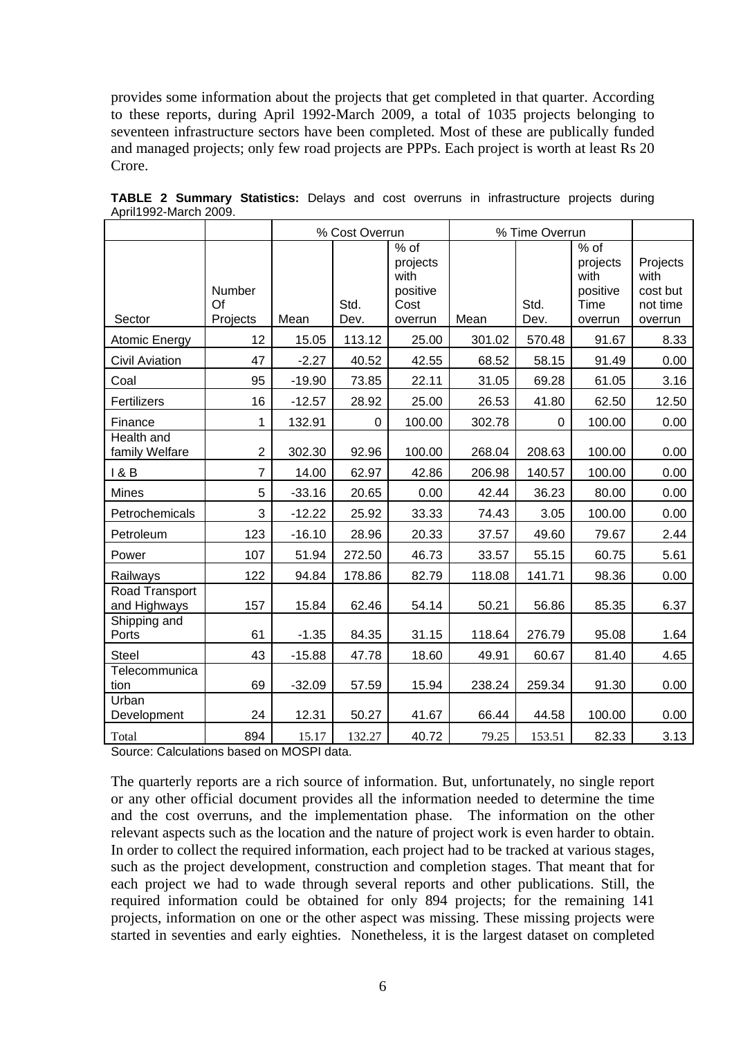provides some information about the projects that get completed in that quarter. According to these reports, during April 1992-March 2009, a total of 1035 projects belonging to seventeen infrastructure sectors have been completed. Most of these are publically funded and managed projects; only few road projects are PPPs. Each project is worth at least Rs 20 Crore.

**TABLE 2 Summary Statistics:** Delays and cost overruns in infrastructure projects during April1992-March 2009.

| | | % Cost Overrun | | | % Time Overrun | | | |
|---|---|---|---|---|---|---|---|---|
| Sector | Number Of Projects | Mean | Std. Dev. | % of projects with positive Cost overrun | Mean | Std. Dev. | % of projects with positive Time overrun | Projects with cost but not time overrun |
| Atomic Energy | 12 | 15.05 | 113.12 | 25.00 | 301.02 | 570.48 | 91.67 | 8.33 |
| Civil Aviation | 47 | -2.27 | 40.52 | 42.55 | 68.52 | 58.15 | 91.49 | 0.00 |
| Coal | 95 | -19.90 | 73.85 | 22.11 | 31.05 | 69.28 | 61.05 | 3.16 |
| Fertilizers | 16 | -12.57 | 28.92 | 25.00 | 26.53 | 41.80 | 62.50 | 12.50 |
| Finance | 1 | 132.91 | 0 | 100.00 | 302.78 | 0 | 100.00 | 0.00 |
| Health and family Welfare | 2 | 302.30 | 92.96 | 100.00 | 268.04 | 208.63 | 100.00 | 0.00 |
| I & B | 7 | 14.00 | 62.97 | 42.86 | 206.98 | 140.57 | 100.00 | 0.00 |
| Mines | 5 | -33.16 | 20.65 | 0.00 | 42.44 | 36.23 | 80.00 | 0.00 |
| Petrochemicals | 3 | -12.22 | 25.92 | 33.33 | 74.43 | 3.05 | 100.00 | 0.00 |
| Petroleum | 123 | -16.10 | 28.96 | 20.33 | 37.57 | 49.60 | 79.67 | 2.44 |
| Power | 107 | 51.94 | 272.50 | 46.73 | 33.57 | 55.15 | 60.75 | 5.61 |
| Railways | 122 | 94.84 | 178.86 | 82.79 | 118.08 | 141.71 | 98.36 | 0.00 |
| Road Transport and Highways | 157 | 15.84 | 62.46 | 54.14 | 50.21 | 56.86 | 85.35 | 6.37 |
| Shipping and Ports | 61 | -1.35 | 84.35 | 31.15 | 118.64 | 276.79 | 95.08 | 1.64 |
| Steel | 43 | -15.88 | 47.78 | 18.60 | 49.91 | 60.67 | 81.40 | 4.65 |
| Telecommunication | 69 | -32.09 | 57.59 | 15.94 | 238.24 | 259.34 | 91.30 | 0.00 |
| Urban Development | 24 | 12.31 | 50.27 | 41.67 | 66.44 | 44.58 | 100.00 | 0.00 |
| Total | 894 | 15.17 | 132.27 | 40.72 | 79.25 | 153.51 | 82.33 | 3.13 |

Source: Calculations based on MOSPI data.

The quarterly reports are a rich source of information. But, unfortunately, no single report or any other official document provides all the information needed to determine the time and the cost overruns, and the implementation phase. The information on the other relevant aspects such as the location and the nature of project work is even harder to obtain. In order to collect the required information, each project had to be tracked at various stages, such as the project development, construction and completion stages. That meant that for each project we had to wade through several reports and other publications. Still, the required information could be obtained for only 894 projects; for the remaining 141 projects, information on one or the other aspect was missing. These missing projects were started in seventies and early eighties. Nonetheless, it is the largest dataset on completed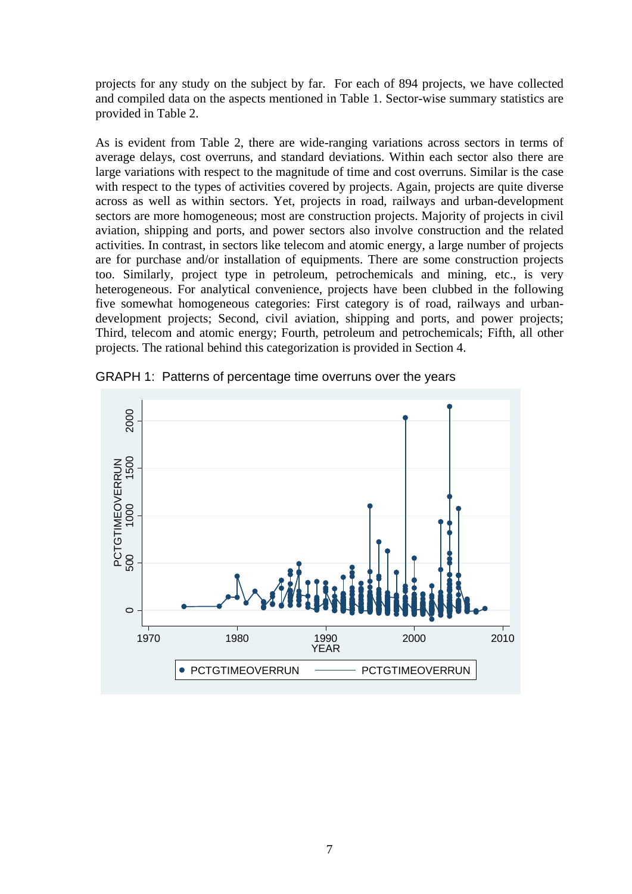projects for any study on the subject by far. For each of 894 projects, we have collected and compiled data on the aspects mentioned in Table 1. Sector-wise summary statistics are provided in Table 2.

As is evident from Table 2, there are wide-ranging variations across sectors in terms of average delays, cost overruns, and standard deviations. Within each sector also there are large variations with respect to the magnitude of time and cost overruns. Similar is the case with respect to the types of activities covered by projects. Again, projects are quite diverse across as well as within sectors. Yet, projects in road, railways and urban-development sectors are more homogeneous; most are construction projects. Majority of projects in civil aviation, shipping and ports, and power sectors also involve construction and the related activities. In contrast, in sectors like telecom and atomic energy, a large number of projects are for purchase and/or installation of equipments. There are some construction projects too. Similarly, project type in petroleum, petrochemicals and mining, etc., is very heterogeneous. For analytical convenience, projects have been clubbed in the following five somewhat homogeneous categories: First category is of road, railways and urban-development projects; Second, civil aviation, shipping and ports, and power projects; Third, telecom and atomic energy; Fourth, petroleum and petrochemicals; Fifth, all other projects. The rational behind this categorization is provided in Section 4.

GRAPH 1: Patterns of percentage time overruns over the years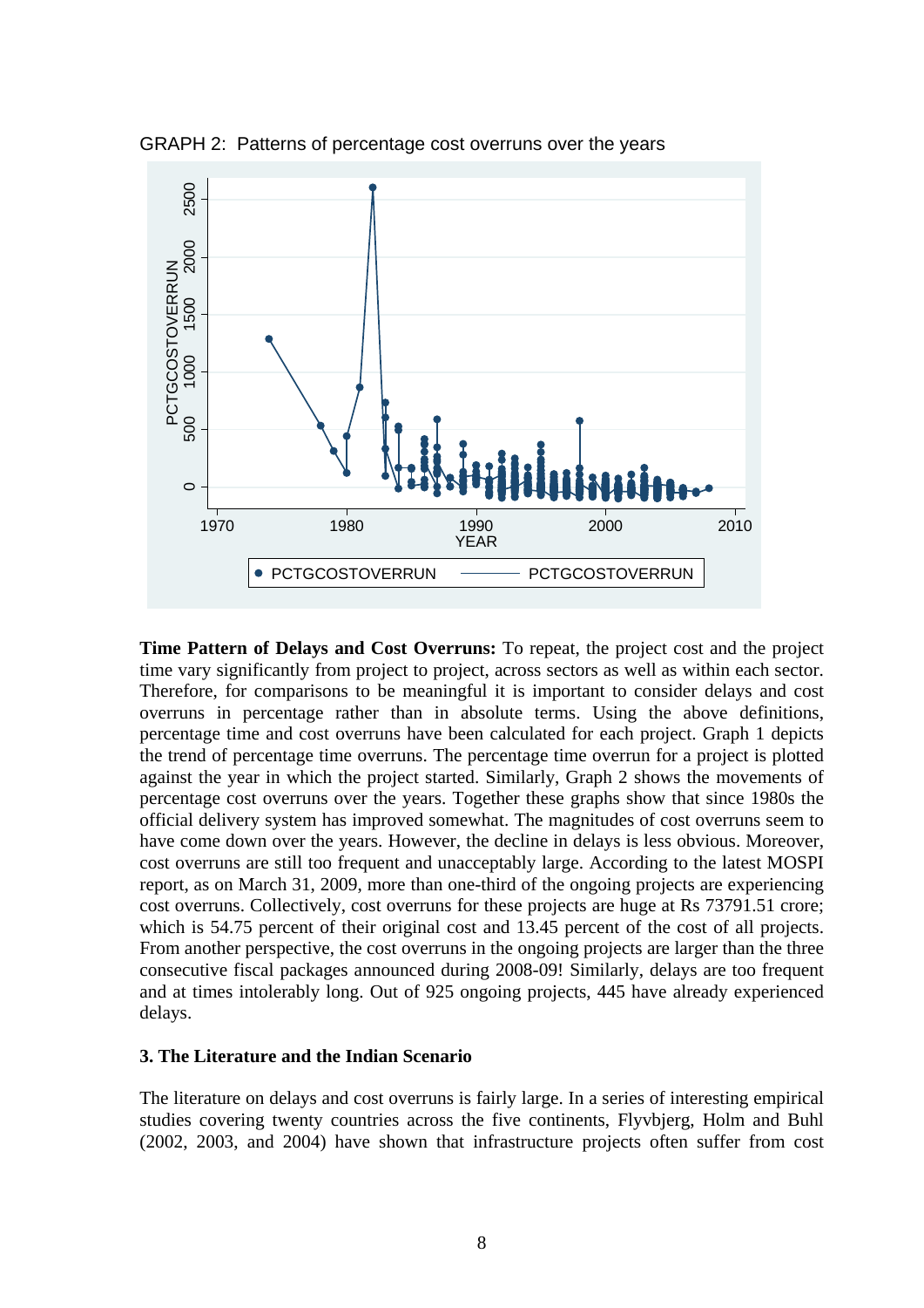GRAPH 2: Patterns of percentage cost overruns over the years

**Time Pattern of Delays and Cost Overruns:** To repeat, the project cost and the project time vary significantly from project to project, across sectors as well as within each sector. Therefore, for comparisons to be meaningful it is important to consider delays and cost overruns in percentage rather than in absolute terms. Using the above definitions, percentage time and cost overruns have been calculated for each project. Graph 1 depicts the trend of percentage time overruns. The percentage time overrun for a project is plotted against the year in which the project started. Similarly, Graph 2 shows the movements of percentage cost overruns over the years. Together these graphs show that since 1980s the official delivery system has improved somewhat. The magnitudes of cost overruns seem to have come down over the years. However, the decline in delays is less obvious. Moreover, cost overruns are still too frequent and unacceptably large. According to the latest MOSPI report, as on March 31, 2009, more than one-third of the ongoing projects are experiencing cost overruns. Collectively, cost overruns for these projects are huge at Rs 73791.51 crore; which is 54.75 percent of their original cost and 13.45 percent of the cost of all projects. From another perspective, the cost overruns in the ongoing projects are larger than the three consecutive fiscal packages announced during 2008-09! Similarly, delays are too frequent and at times intolerably long. Out of 925 ongoing projects, 445 have already experienced delays.

### 3. The Literature and the Indian Scenario

The literature on delays and cost overruns is fairly large. In a series of interesting empirical studies covering twenty countries across the five continents, Flyvbjerg, Holm and Buhl (2002, 2003, and 2004) have shown that infrastructure projects often suffer from cost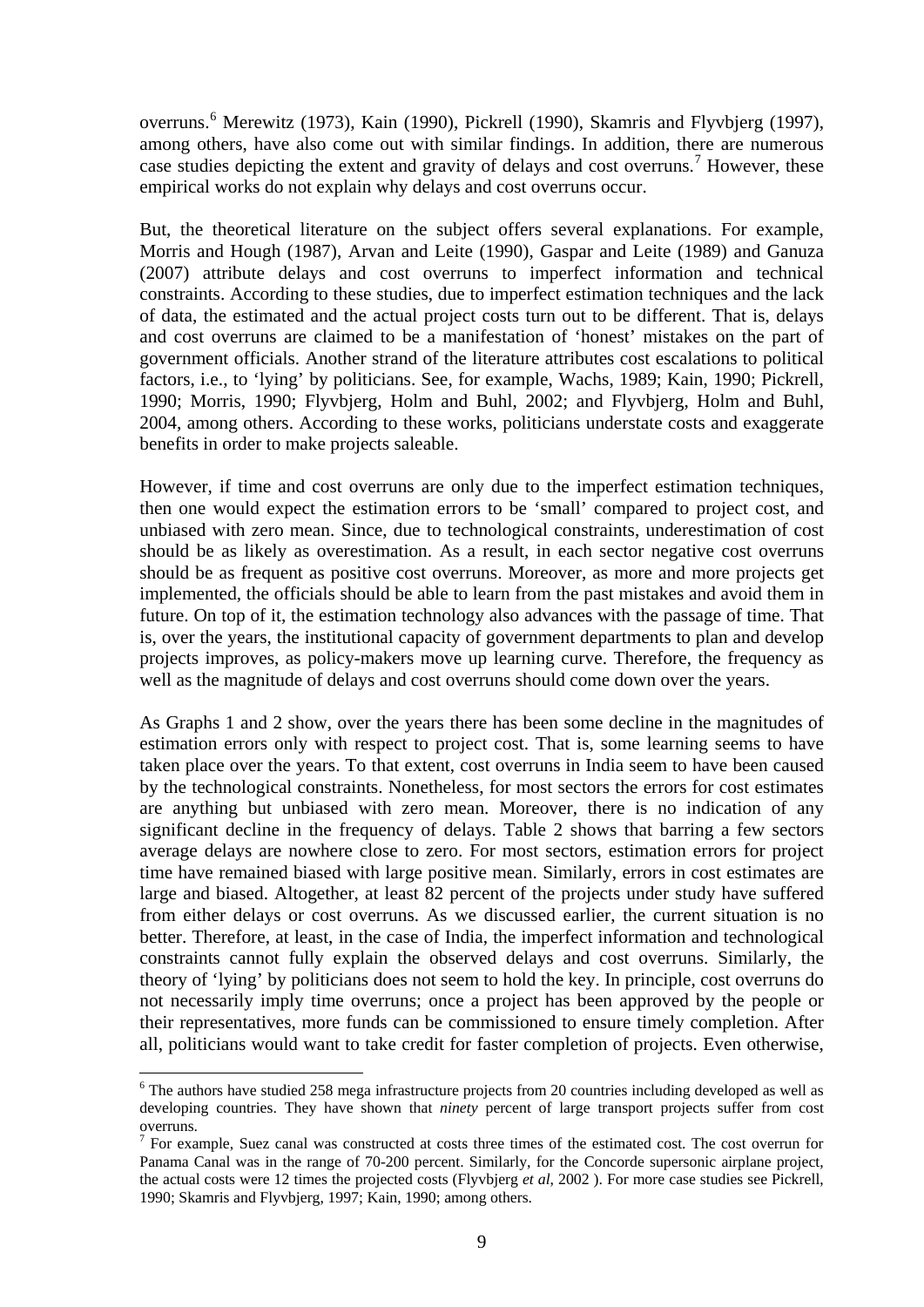overruns.[6] Merewitz (1973), Kain (1990), Pickrell (1990), Skamris and Flyvbjerg (1997), among others, have also come out with similar findings. In addition, there are numerous case studies depicting the extent and gravity of delays and cost overruns.[7] However, these empirical works do not explain why delays and cost overruns occur.

But, the theoretical literature on the subject offers several explanations. For example, Morris and Hough (1987), Arvan and Leite (1990), Gaspar and Leite (1989) and Ganuza (2007) attribute delays and cost overruns to imperfect information and technical constraints. According to these studies, due to imperfect estimation techniques and the lack of data, the estimated and the actual project costs turn out to be different. That is, delays and cost overruns are claimed to be a manifestation of 'honest' mistakes on the part of government officials. Another strand of the literature attributes cost escalations to political factors, i.e., to 'lying' by politicians. See, for example, Wachs, 1989; Kain, 1990; Pickrell, 1990; Morris, 1990; Flyvbjerg, Holm and Buhl, 2002; and Flyvbjerg, Holm and Buhl, 2004, among others. According to these works, politicians understate costs and exaggerate benefits in order to make projects saleable.

However, if time and cost overruns are only due to the imperfect estimation techniques, then one would expect the estimation errors to be 'small' compared to project cost, and unbiased with zero mean. Since, due to technological constraints, underestimation of cost should be as likely as overestimation. As a result, in each sector negative cost overruns should be as frequent as positive cost overruns. Moreover, as more and more projects get implemented, the officials should be able to learn from the past mistakes and avoid them in future. On top of it, the estimation technology also advances with the passage of time. That is, over the years, the institutional capacity of government departments to plan and develop projects improves, as policy-makers move up learning curve. Therefore, the frequency as well as the magnitude of delays and cost overruns should come down over the years.

As Graphs 1 and 2 show, over the years there has been some decline in the magnitudes of estimation errors only with respect to project cost. That is, some learning seems to have taken place over the years. To that extent, cost overruns in India seem to have been caused by the technological constraints. Nonetheless, for most sectors the errors for cost estimates are anything but unbiased with zero mean. Moreover, there is no indication of any significant decline in the frequency of delays. Table 2 shows that barring a few sectors average delays are nowhere close to zero. For most sectors, estimation errors for project time have remained biased with large positive mean. Similarly, errors in cost estimates are large and biased. Altogether, at least 82 percent of the projects under study have suffered from either delays or cost overruns. As we discussed earlier, the current situation is no better. Therefore, at least, in the case of India, the imperfect information and technological constraints cannot fully explain the observed delays and cost overruns. Similarly, the theory of 'lying' by politicians does not seem to hold the key. In principle, cost overruns do not necessarily imply time overruns; once a project has been approved by the people or their representatives, more funds can be commissioned to ensure timely completion. After all, politicians would want to take credit for faster completion of projects. Even otherwise,

[6] The authors have studied 258 mega infrastructure projects from 20 countries including developed as well as developing countries. They have shown that *ninety* percent of large transport projects suffer from cost overruns.

[7] For example, Suez canal was constructed at costs three times of the estimated cost. The cost overrun for Panama Canal was in the range of 70-200 percent. Similarly, for the Concorde supersonic airplane project, the actual costs were 12 times the projected costs (Flyvbjerg *et al*, 2002 ). For more case studies see Pickrell, 1990; Skamris and Flyvbjerg, 1997; Kain, 1990; among others.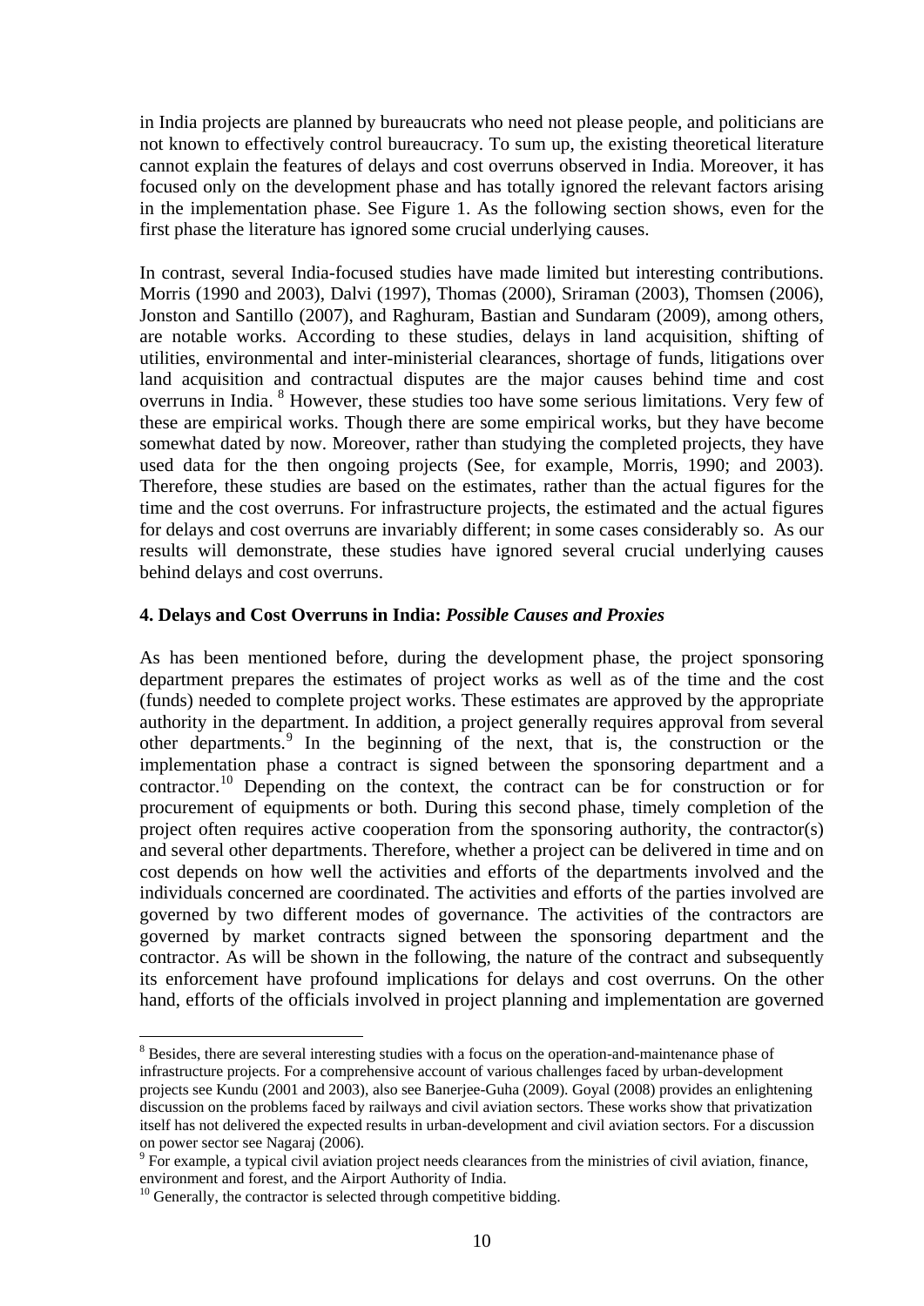in India projects are planned by bureaucrats who need not please people, and politicians are not known to effectively control bureaucracy. To sum up, the existing theoretical literature cannot explain the features of delays and cost overruns observed in India. Moreover, it has focused only on the development phase and has totally ignored the relevant factors arising in the implementation phase. See Figure 1. As the following section shows, even for the first phase the literature has ignored some crucial underlying causes.

In contrast, several India-focused studies have made limited but interesting contributions. Morris (1990 and 2003), Dalvi (1997), Thomas (2000), Sriraman (2003), Thomsen (2006), Jonston and Santillo (2007), and Raghuram, Bastian and Sundaram (2009), among others, are notable works. According to these studies, delays in land acquisition, shifting of utilities, environmental and inter-ministerial clearances, shortage of funds, litigations over land acquisition and contractual disputes are the major causes behind time and cost overruns in India. [8] However, these studies too have some serious limitations. Very few of these are empirical works. Though there are some empirical works, but they have become somewhat dated by now. Moreover, rather than studying the completed projects, they have used data for the then ongoing projects (See, for example, Morris, 1990; and 2003). Therefore, these studies are based on the estimates, rather than the actual figures for the time and the cost overruns. For infrastructure projects, the estimated and the actual figures for delays and cost overruns are invariably different; in some cases considerably so. As our results will demonstrate, these studies have ignored several crucial underlying causes behind delays and cost overruns.

## 4. Delays and Cost Overruns in India: *Possible Causes and Proxies*

As has been mentioned before, during the development phase, the project sponsoring department prepares the estimates of project works as well as of the time and the cost (funds) needed to complete project works. These estimates are approved by the appropriate authority in the department. In addition, a project generally requires approval from several other departments.[9] In the beginning of the next, that is, the construction or the implementation phase a contract is signed between the sponsoring department and a contractor.[10] Depending on the context, the contract can be for construction or for procurement of equipments or both. During this second phase, timely completion of the project often requires active cooperation from the sponsoring authority, the contractor(s) and several other departments. Therefore, whether a project can be delivered in time and on cost depends on how well the activities and efforts of the departments involved and the individuals concerned are coordinated. The activities and efforts of the parties involved are governed by two different modes of governance. The activities of the contractors are governed by market contracts signed between the sponsoring department and the contractor. As will be shown in the following, the nature of the contract and subsequently its enforcement have profound implications for delays and cost overruns. On the other hand, efforts of the officials involved in project planning and implementation are governed

---

[8] Besides, there are several interesting studies with a focus on the operation-and-maintenance phase of infrastructure projects. For a comprehensive account of various challenges faced by urban-development projects see Kundu (2001 and 2003), also see Banerjee-Guha (2009). Goyal (2008) provides an enlightening discussion on the problems faced by railways and civil aviation sectors. These works show that privatization itself has not delivered the expected results in urban-development and civil aviation sectors. For a discussion on power sector see Nagaraj (2006).

[9] For example, a typical civil aviation project needs clearances from the ministries of civil aviation, finance, environment and forest, and the Airport Authority of India.

[10] Generally, the contractor is selected through competitive bidding.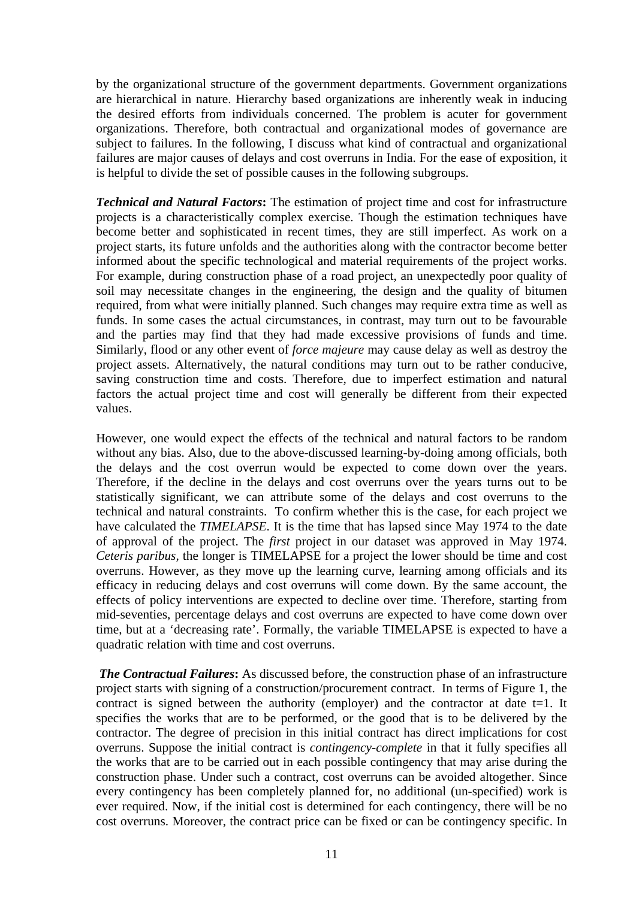by the organizational structure of the government departments. Government organizations are hierarchical in nature. Hierarchy based organizations are inherently weak in inducing the desired efforts from individuals concerned. The problem is acuter for government organizations. Therefore, both contractual and organizational modes of governance are subject to failures. In the following, I discuss what kind of contractual and organizational failures are major causes of delays and cost overruns in India. For the ease of exposition, it is helpful to divide the set of possible causes in the following subgroups.

***Technical and Natural Factors*:** The estimation of project time and cost for infrastructure projects is a characteristically complex exercise. Though the estimation techniques have become better and sophisticated in recent times, they are still imperfect. As work on a project starts, its future unfolds and the authorities along with the contractor become better informed about the specific technological and material requirements of the project works. For example, during construction phase of a road project, an unexpectedly poor quality of soil may necessitate changes in the engineering, the design and the quality of bitumen required, from what were initially planned. Such changes may require extra time as well as funds. In some cases the actual circumstances, in contrast, may turn out to be favourable and the parties may find that they had made excessive provisions of funds and time. Similarly, flood or any other event of *force majeure* may cause delay as well as destroy the project assets. Alternatively, the natural conditions may turn out to be rather conducive, saving construction time and costs. Therefore, due to imperfect estimation and natural factors the actual project time and cost will generally be different from their expected values.

However, one would expect the effects of the technical and natural factors to be random without any bias. Also, due to the above-discussed learning-by-doing among officials, both the delays and the cost overrun would be expected to come down over the years. Therefore, if the decline in the delays and cost overruns over the years turns out to be statistically significant, we can attribute some of the delays and cost overruns to the technical and natural constraints. To confirm whether this is the case, for each project we have calculated the *TIMELAPSE*. It is the time that has lapsed since May 1974 to the date of approval of the project. The *first* project in our dataset was approved in May 1974. *Ceteris paribus,* the longer is TIMELAPSE for a project the lower should be time and cost overruns. However, as they move up the learning curve, learning among officials and its efficacy in reducing delays and cost overruns will come down. By the same account, the effects of policy interventions are expected to decline over time. Therefore, starting from mid-seventies, percentage delays and cost overruns are expected to have come down over time, but at a 'decreasing rate'. Formally, the variable TIMELAPSE is expected to have a quadratic relation with time and cost overruns.

***The Contractual Failures*:** As discussed before, the construction phase of an infrastructure project starts with signing of a construction/procurement contract. In terms of Figure 1, the contract is signed between the authority (employer) and the contractor at date t=1. It specifies the works that are to be performed, or the good that is to be delivered by the contractor. The degree of precision in this initial contract has direct implications for cost overruns. Suppose the initial contract is *contingency-complete* in that it fully specifies all the works that are to be carried out in each possible contingency that may arise during the construction phase. Under such a contract, cost overruns can be avoided altogether. Since every contingency has been completely planned for, no additional (un-specified) work is ever required. Now, if the initial cost is determined for each contingency, there will be no cost overruns. Moreover, the contract price can be fixed or can be contingency specific. In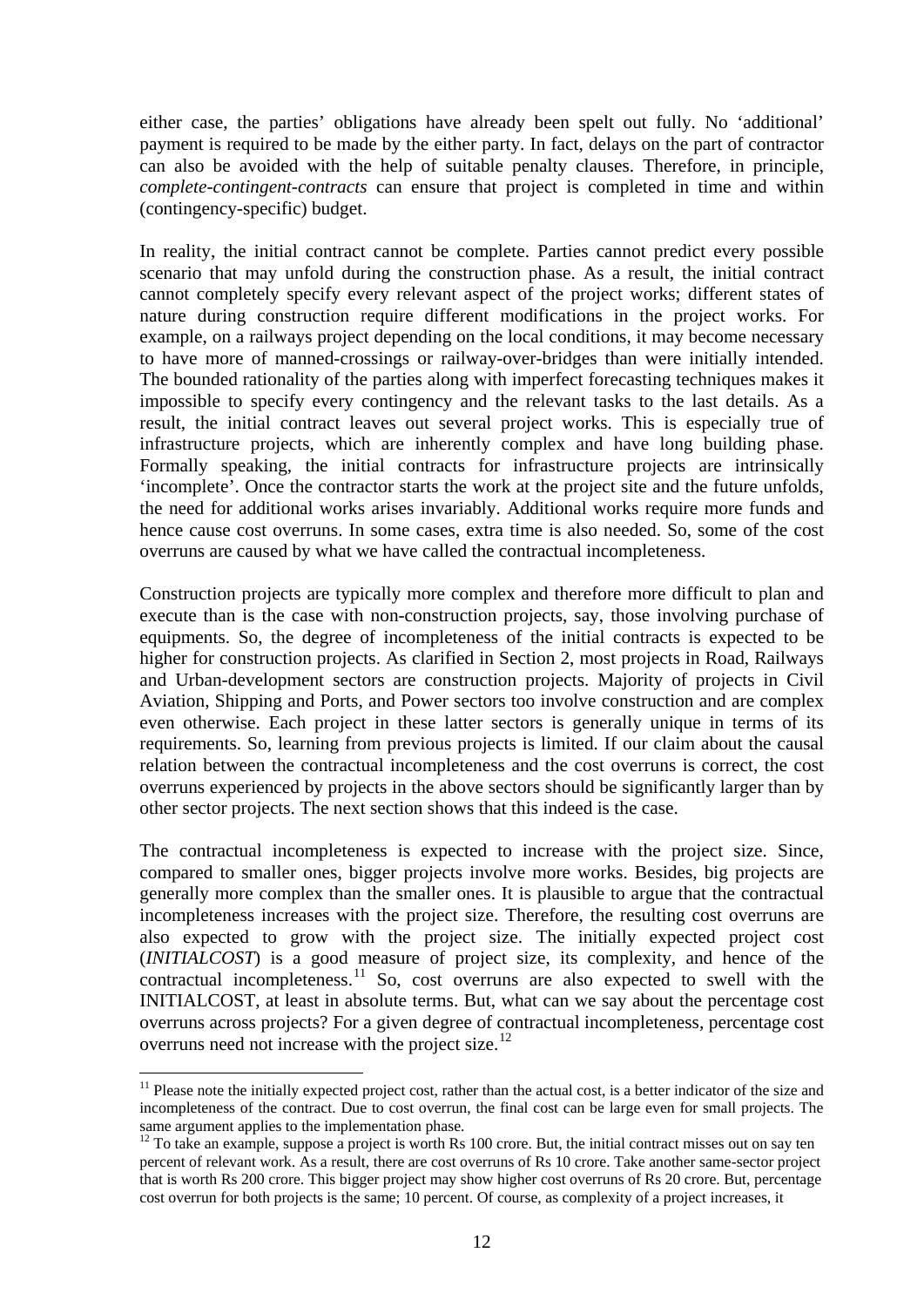either case, the parties' obligations have already been spelt out fully. No 'additional' payment is required to be made by the either party. In fact, delays on the part of contractor can also be avoided with the help of suitable penalty clauses. Therefore, in principle, *complete-contingent-contracts* can ensure that project is completed in time and within (contingency-specific) budget.

In reality, the initial contract cannot be complete. Parties cannot predict every possible scenario that may unfold during the construction phase. As a result, the initial contract cannot completely specify every relevant aspect of the project works; different states of nature during construction require different modifications in the project works. For example, on a railways project depending on the local conditions, it may become necessary to have more of manned-crossings or railway-over-bridges than were initially intended. The bounded rationality of the parties along with imperfect forecasting techniques makes it impossible to specify every contingency and the relevant tasks to the last details. As a result, the initial contract leaves out several project works. This is especially true of infrastructure projects, which are inherently complex and have long building phase. Formally speaking, the initial contracts for infrastructure projects are intrinsically 'incomplete'. Once the contractor starts the work at the project site and the future unfolds, the need for additional works arises invariably. Additional works require more funds and hence cause cost overruns. In some cases, extra time is also needed. So, some of the cost overruns are caused by what we have called the contractual incompleteness.

Construction projects are typically more complex and therefore more difficult to plan and execute than is the case with non-construction projects, say, those involving purchase of equipments. So, the degree of incompleteness of the initial contracts is expected to be higher for construction projects. As clarified in Section 2, most projects in Road, Railways and Urban-development sectors are construction projects. Majority of projects in Civil Aviation, Shipping and Ports, and Power sectors too involve construction and are complex even otherwise. Each project in these latter sectors is generally unique in terms of its requirements. So, learning from previous projects is limited. If our claim about the causal relation between the contractual incompleteness and the cost overruns is correct, the cost overruns experienced by projects in the above sectors should be significantly larger than by other sector projects. The next section shows that this indeed is the case.

The contractual incompleteness is expected to increase with the project size. Since, compared to smaller ones, bigger projects involve more works. Besides, big projects are generally more complex than the smaller ones. It is plausible to argue that the contractual incompleteness increases with the project size. Therefore, the resulting cost overruns are also expected to grow with the project size. The initially expected project cost (*INITIALCOST*) is a good measure of project size, its complexity, and hence of the contractual incompleteness.[11] So, cost overruns are also expected to swell with the INITIALCOST, at least in absolute terms. But, what can we say about the percentage cost overruns across projects? For a given degree of contractual incompleteness, percentage cost overruns need not increase with the project size.[12]

[11] Please note the initially expected project cost, rather than the actual cost, is a better indicator of the size and incompleteness of the contract. Due to cost overrun, the final cost can be large even for small projects. The same argument applies to the implementation phase.

[12] To take an example, suppose a project is worth Rs 100 crore. But, the initial contract misses out on say ten percent of relevant work. As a result, there are cost overruns of Rs 10 crore. Take another same-sector project that is worth Rs 200 crore. This bigger project may show higher cost overruns of Rs 20 crore. But, percentage cost overrun for both projects is the same; 10 percent. Of course, as complexity of a project increases, it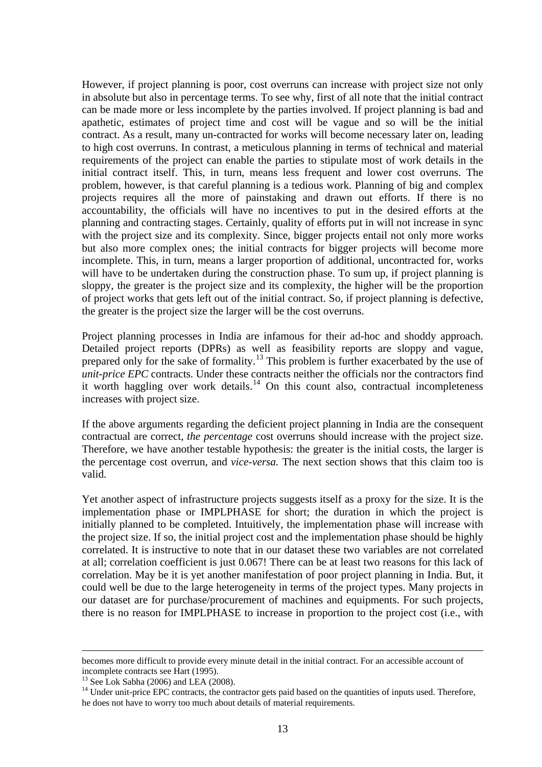However, if project planning is poor, cost overruns can increase with project size not only in absolute but also in percentage terms. To see why, first of all note that the initial contract can be made more or less incomplete by the parties involved. If project planning is bad and apathetic, estimates of project time and cost will be vague and so will be the initial contract. As a result, many un-contracted for works will become necessary later on, leading to high cost overruns. In contrast, a meticulous planning in terms of technical and material requirements of the project can enable the parties to stipulate most of work details in the initial contract itself. This, in turn, means less frequent and lower cost overruns. The problem, however, is that careful planning is a tedious work. Planning of big and complex projects requires all the more of painstaking and drawn out efforts. If there is no accountability, the officials will have no incentives to put in the desired efforts at the planning and contracting stages. Certainly, quality of efforts put in will not increase in sync with the project size and its complexity. Since, bigger projects entail not only more works but also more complex ones; the initial contracts for bigger projects will become more incomplete. This, in turn, means a larger proportion of additional, uncontracted for, works will have to be undertaken during the construction phase. To sum up, if project planning is sloppy, the greater is the project size and its complexity, the higher will be the proportion of project works that gets left out of the initial contract. So, if project planning is defective, the greater is the project size the larger will be the cost overruns.

Project planning processes in India are infamous for their ad-hoc and shoddy approach. Detailed project reports (DPRs) as well as feasibility reports are sloppy and vague, prepared only for the sake of formality.[13] This problem is further exacerbated by the use of *unit-price EPC* contracts. Under these contracts neither the officials nor the contractors find it worth haggling over work details.[14] On this count also, contractual incompleteness increases with project size.

If the above arguments regarding the deficient project planning in India are the consequent contractual are correct, *the percentage* cost overruns should increase with the project size. Therefore, we have another testable hypothesis: the greater is the initial costs, the larger is the percentage cost overrun, and *vice-versa.* The next section shows that this claim too is valid.

Yet another aspect of infrastructure projects suggests itself as a proxy for the size. It is the implementation phase or IMPLPHASE for short; the duration in which the project is initially planned to be completed. Intuitively, the implementation phase will increase with the project size. If so, the initial project cost and the implementation phase should be highly correlated. It is instructive to note that in our dataset these two variables are not correlated at all; correlation coefficient is just 0.067! There can be at least two reasons for this lack of correlation. May be it is yet another manifestation of poor project planning in India. But, it could well be due to the large heterogeneity in terms of the project types. Many projects in our dataset are for purchase/procurement of machines and equipments. For such projects, there is no reason for IMPLPHASE to increase in proportion to the project cost (i.e., with

---

becomes more difficult to provide every minute detail in the initial contract. For an accessible account of incomplete contracts see Hart (1995).

[13] See Lok Sabha (2006) and LEA (2008).

[14] Under unit-price EPC contracts, the contractor gets paid based on the quantities of inputs used. Therefore, he does not have to worry too much about details of material requirements.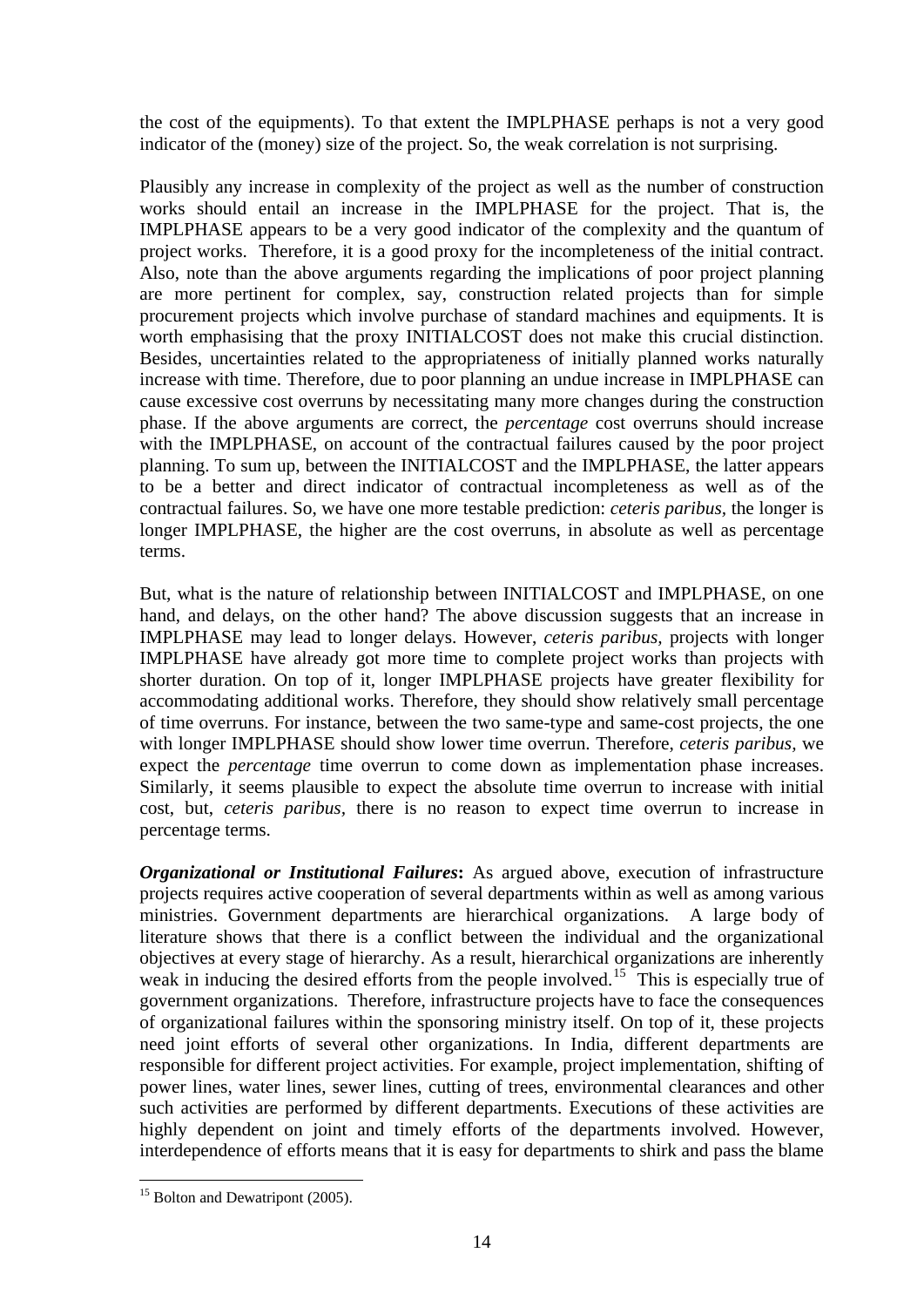the cost of the equipments). To that extent the IMPLPHASE perhaps is not a very good indicator of the (money) size of the project. So, the weak correlation is not surprising.

Plausibly any increase in complexity of the project as well as the number of construction works should entail an increase in the IMPLPHASE for the project. That is, the IMPLPHASE appears to be a very good indicator of the complexity and the quantum of project works. Therefore, it is a good proxy for the incompleteness of the initial contract. Also, note than the above arguments regarding the implications of poor project planning are more pertinent for complex, say, construction related projects than for simple procurement projects which involve purchase of standard machines and equipments. It is worth emphasising that the proxy INITIALCOST does not make this crucial distinction. Besides, uncertainties related to the appropriateness of initially planned works naturally increase with time. Therefore, due to poor planning an undue increase in IMPLPHASE can cause excessive cost overruns by necessitating many more changes during the construction phase. If the above arguments are correct, the *percentage* cost overruns should increase with the IMPLPHASE, on account of the contractual failures caused by the poor project planning. To sum up, between the INITIALCOST and the IMPLPHASE, the latter appears to be a better and direct indicator of contractual incompleteness as well as of the contractual failures. So, we have one more testable prediction: *ceteris paribus*, the longer is longer IMPLPHASE, the higher are the cost overruns, in absolute as well as percentage terms.

But, what is the nature of relationship between INITIALCOST and IMPLPHASE, on one hand, and delays, on the other hand? The above discussion suggests that an increase in IMPLPHASE may lead to longer delays. However, *ceteris paribus*, projects with longer IMPLPHASE have already got more time to complete project works than projects with shorter duration. On top of it, longer IMPLPHASE projects have greater flexibility for accommodating additional works. Therefore, they should show relatively small percentage of time overruns. For instance, between the two same-type and same-cost projects, the one with longer IMPLPHASE should show lower time overrun. Therefore, *ceteris paribus,* we expect the *percentage* time overrun to come down as implementation phase increases. Similarly, it seems plausible to expect the absolute time overrun to increase with initial cost, but, *ceteris paribus*, there is no reason to expect time overrun to increase in percentage terms.

***Organizational or Institutional Failures*:** As argued above, execution of infrastructure projects requires active cooperation of several departments within as well as among various ministries. Government departments are hierarchical organizations. A large body of literature shows that there is a conflict between the individual and the organizational objectives at every stage of hierarchy. As a result, hierarchical organizations are inherently weak in inducing the desired efforts from the people involved.[15] This is especially true of government organizations. Therefore, infrastructure projects have to face the consequences of organizational failures within the sponsoring ministry itself. On top of it, these projects need joint efforts of several other organizations. In India, different departments are responsible for different project activities. For example, project implementation, shifting of power lines, water lines, sewer lines, cutting of trees, environmental clearances and other such activities are performed by different departments. Executions of these activities are highly dependent on joint and timely efforts of the departments involved. However, interdependence of efforts means that it is easy for departments to shirk and pass the blame

[15] Bolton and Dewatripont (2005).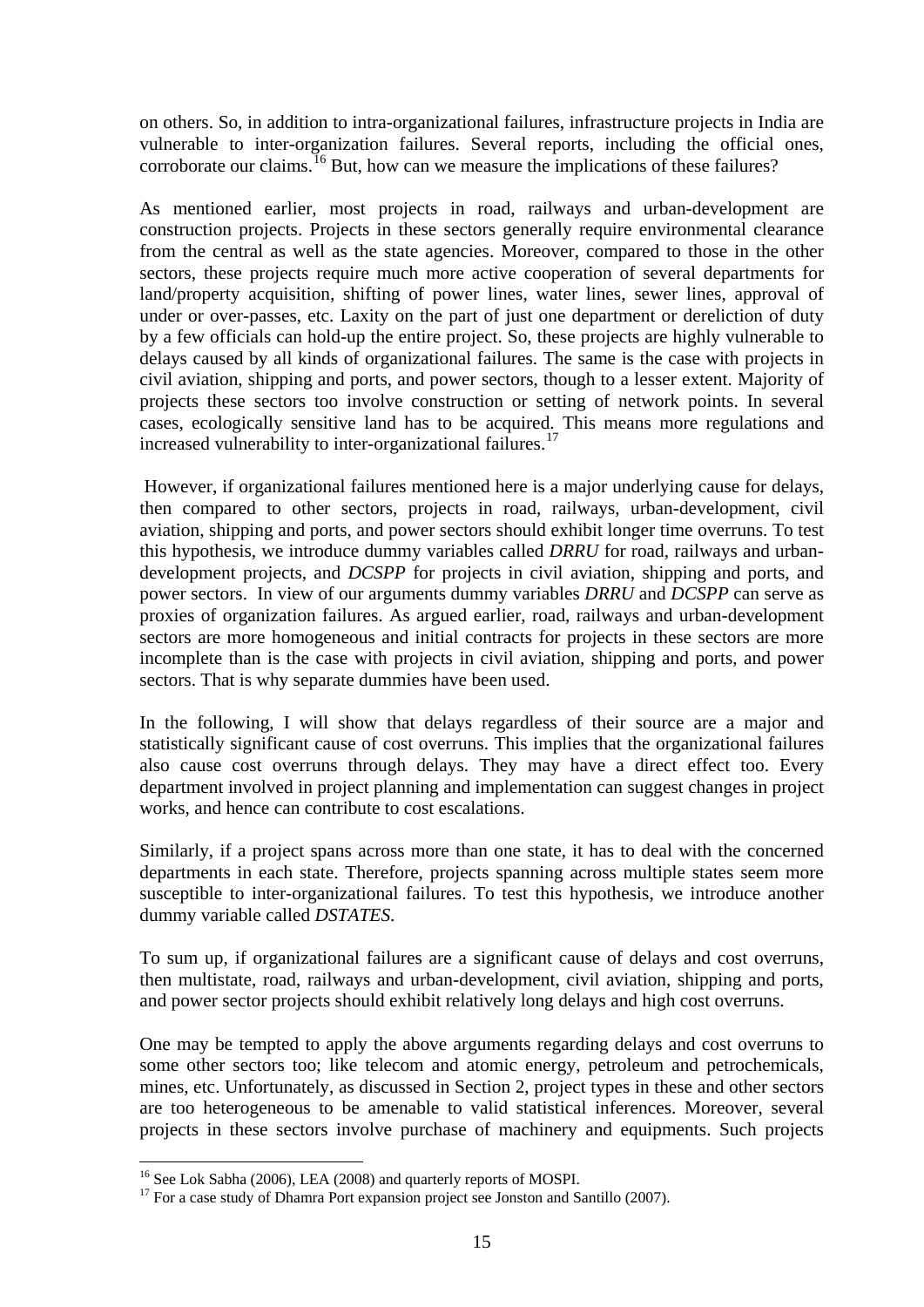on others. So, in addition to intra-organizational failures, infrastructure projects in India are vulnerable to inter-organization failures. Several reports, including the official ones, corroborate our claims.[16] But, how can we measure the implications of these failures?

As mentioned earlier, most projects in road, railways and urban-development are construction projects. Projects in these sectors generally require environmental clearance from the central as well as the state agencies. Moreover, compared to those in the other sectors, these projects require much more active cooperation of several departments for land/property acquisition, shifting of power lines, water lines, sewer lines, approval of under or over-passes, etc. Laxity on the part of just one department or dereliction of duty by a few officials can hold-up the entire project. So, these projects are highly vulnerable to delays caused by all kinds of organizational failures. The same is the case with projects in civil aviation, shipping and ports, and power sectors, though to a lesser extent. Majority of projects these sectors too involve construction or setting of network points. In several cases, ecologically sensitive land has to be acquired. This means more regulations and increased vulnerability to inter-organizational failures.[17]

However, if organizational failures mentioned here is a major underlying cause for delays, then compared to other sectors, projects in road, railways, urban-development, civil aviation, shipping and ports, and power sectors should exhibit longer time overruns. To test this hypothesis, we introduce dummy variables called *DRRU* for road, railways and urban-development projects, and *DCSPP* for projects in civil aviation, shipping and ports, and power sectors. In view of our arguments dummy variables *DRRU* and *DCSPP* can serve as proxies of organization failures. As argued earlier, road, railways and urban-development sectors are more homogeneous and initial contracts for projects in these sectors are more incomplete than is the case with projects in civil aviation, shipping and ports, and power sectors. That is why separate dummies have been used.

In the following, I will show that delays regardless of their source are a major and statistically significant cause of cost overruns. This implies that the organizational failures also cause cost overruns through delays. They may have a direct effect too. Every department involved in project planning and implementation can suggest changes in project works, and hence can contribute to cost escalations.

Similarly, if a project spans across more than one state, it has to deal with the concerned departments in each state. Therefore, projects spanning across multiple states seem more susceptible to inter-organizational failures. To test this hypothesis, we introduce another dummy variable called *DSTATES*.

To sum up, if organizational failures are a significant cause of delays and cost overruns, then multistate, road, railways and urban-development, civil aviation, shipping and ports, and power sector projects should exhibit relatively long delays and high cost overruns.

One may be tempted to apply the above arguments regarding delays and cost overruns to some other sectors too; like telecom and atomic energy, petroleum and petrochemicals, mines, etc. Unfortunately, as discussed in Section 2, project types in these and other sectors are too heterogeneous to be amenable to valid statistical inferences. Moreover, several projects in these sectors involve purchase of machinery and equipments. Such projects

---

[16] See Lok Sabha (2006), LEA (2008) and quarterly reports of MOSPI.

[17] For a case study of Dhamra Port expansion project see Jonston and Santillo (2007).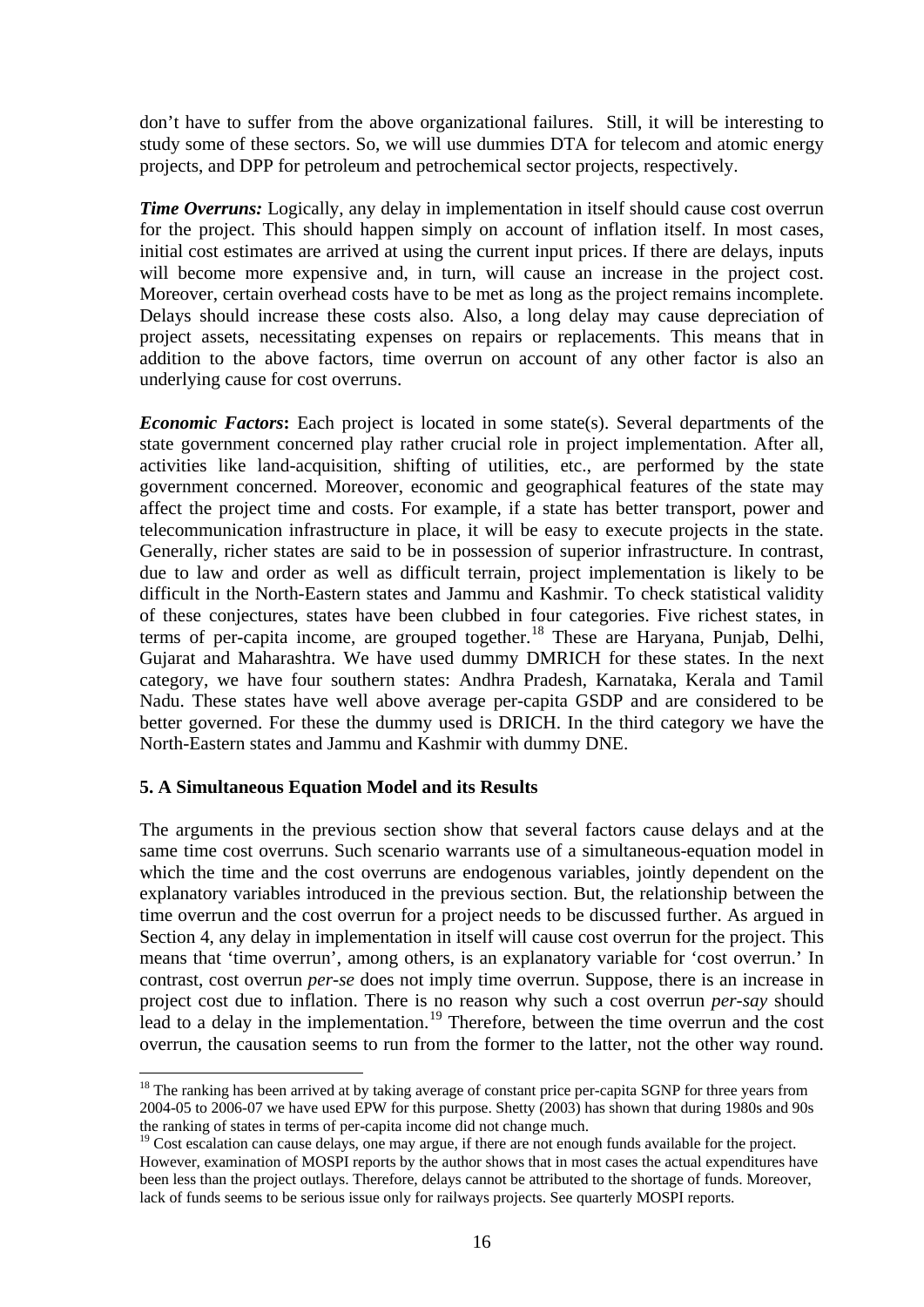don't have to suffer from the above organizational failures. Still, it will be interesting to study some of these sectors. So, we will use dummies DTA for telecom and atomic energy projects, and DPP for petroleum and petrochemical sector projects, respectively.

***Time Overruns:*** Logically, any delay in implementation in itself should cause cost overrun for the project. This should happen simply on account of inflation itself. In most cases, initial cost estimates are arrived at using the current input prices. If there are delays, inputs will become more expensive and, in turn, will cause an increase in the project cost. Moreover, certain overhead costs have to be met as long as the project remains incomplete. Delays should increase these costs also. Also, a long delay may cause depreciation of project assets, necessitating expenses on repairs or replacements. This means that in addition to the above factors, time overrun on account of any other factor is also an underlying cause for cost overruns.

***Economic Factors*:** Each project is located in some state(s). Several departments of the state government concerned play rather crucial role in project implementation. After all, activities like land-acquisition, shifting of utilities, etc., are performed by the state government concerned. Moreover, economic and geographical features of the state may affect the project time and costs. For example, if a state has better transport, power and telecommunication infrastructure in place, it will be easy to execute projects in the state. Generally, richer states are said to be in possession of superior infrastructure. In contrast, due to law and order as well as difficult terrain, project implementation is likely to be difficult in the North-Eastern states and Jammu and Kashmir. To check statistical validity of these conjectures, states have been clubbed in four categories. Five richest states, in terms of per-capita income, are grouped together.[18] These are Haryana, Punjab, Delhi, Gujarat and Maharashtra. We have used dummy DMRICH for these states. In the next category, we have four southern states: Andhra Pradesh, Karnataka, Kerala and Tamil Nadu. These states have well above average per-capita GSDP and are considered to be better governed. For these the dummy used is DRICH. In the third category we have the North-Eastern states and Jammu and Kashmir with dummy DNE.

## 5. A Simultaneous Equation Model and its Results

The arguments in the previous section show that several factors cause delays and at the same time cost overruns. Such scenario warrants use of a simultaneous-equation model in which the time and the cost overruns are endogenous variables, jointly dependent on the explanatory variables introduced in the previous section. But, the relationship between the time overrun and the cost overrun for a project needs to be discussed further. As argued in Section 4, any delay in implementation in itself will cause cost overrun for the project. This means that 'time overrun', among others, is an explanatory variable for 'cost overrun.' In contrast, cost overrun *per-se* does not imply time overrun. Suppose, there is an increase in project cost due to inflation. There is no reason why such a cost overrun *per-say* should lead to a delay in the implementation.[19] Therefore, between the time overrun and the cost overrun, the causation seems to run from the former to the latter, not the other way round.

---

[18] The ranking has been arrived at by taking average of constant price per-capita SGNP for three years from 2004-05 to 2006-07 we have used EPW for this purpose. Shetty (2003) has shown that during 1980s and 90s the ranking of states in terms of per-capita income did not change much.

[19] Cost escalation can cause delays, one may argue, if there are not enough funds available for the project. However, examination of MOSPI reports by the author shows that in most cases the actual expenditures have been less than the project outlays. Therefore, delays cannot be attributed to the shortage of funds. Moreover, lack of funds seems to be serious issue only for railways projects. See quarterly MOSPI reports.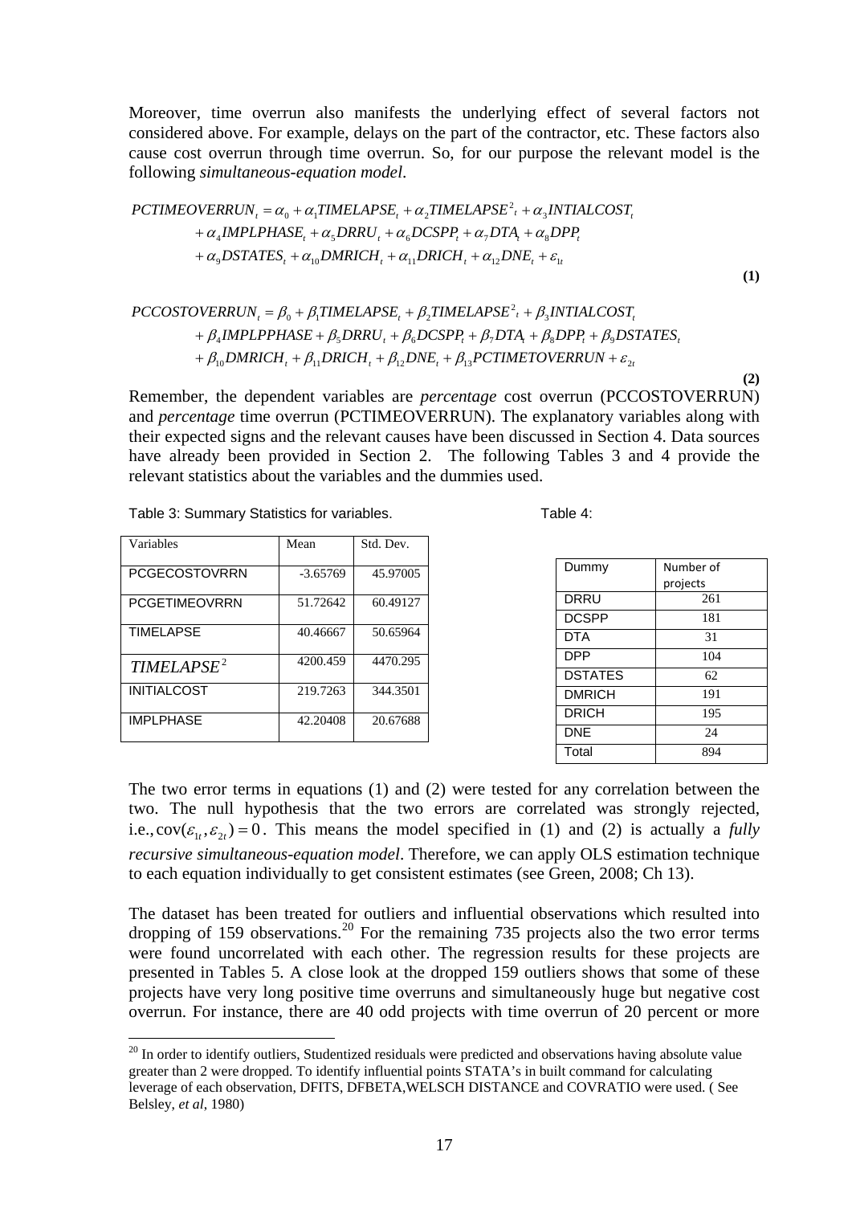Moreover, time overrun also manifests the underlying effect of several factors not considered above. For example, delays on the part of the contractor, etc. These factors also cause cost overrun through time overrun. So, for our purpose the relevant model is the following *simultaneous-equation model*.

$$
\begin{aligned}
PCTIMEOVERRUN_t &= \alpha_0 + \alpha_1 TIMELAPSE_t + \alpha_2 TIMELAPSE^2{}_t + \alpha_3 INTIALCOST_t \\
&+ \alpha_4 IMPLPHASE_t + \alpha_5 DRRU_t + \alpha_6 DCSPP_t + \alpha_7 DTA_t + \alpha_8 DPP_t \\
&+ \alpha_9 DSTATES_t + \alpha_{10} DMRICH_t + \alpha_{11} DRICH_t + \alpha_{12} DNE_t + \varepsilon_{1t}
\end{aligned} \tag{1}
$$

$$
\begin{aligned}
PCCOSTOVERRUN_t &= \beta_0 + \beta_1 TIMELAPSE_t + \beta_2 TIMELAPSE^2{}_t + \beta_3 INTIALCOST_t \\
&+ \beta_4 IMPLPPHASE + \beta_5 DRRU_t + \beta_6 DCSPP_t + \beta_7 DTA_t + \beta_8 DPP_t + \beta_9 DSTATES_t \\
&+ \beta_{10} DMRICH_t + \beta_{11} DRICH_t + \beta_{12} DNE_t + \beta_{13} PCTIMETOVERRUN + \varepsilon_{2t}
\end{aligned} \tag{2}
$$

Remember, the dependent variables are *percentage* cost overrun (PCCOSTOVERRUN) and *percentage* time overrun (PCTIMEOVERRUN). The explanatory variables along with their expected signs and the relevant causes have been discussed in Section 4. Data sources have already been provided in Section 2. The following Tables 3 and 4 provide the relevant statistics about the variables and the dummies used.

Table 3: Summary Statistics for variables.

| Variables | Mean | Std. Dev. |
|---|---|---|
| PCGECOSTOVRRN | -3.65769 | 45.97005 |
| PCGETIMEOVRRN | 51.72642 | 60.49127 |
| TIMELAPSE | 40.46667 | 50.65964 |
| $TIMELAPSE^2$ | 4200.459 | 4470.295 |
| INITIALCOST | 219.7263 | 344.3501 |
| IMPLPHASE | 42.20408 | 20.67688 |

Table 4:

| Dummy | Number of projects |
|---|---|
| DRRU | 261 |
| DCSPP | 181 |
| DTA | 31 |
| DPP | 104 |
| DSTATES | 62 |
| DMRICH | 191 |
| DRICH | 195 |
| DNE | 24 |
| Total | 894 |

The two error terms in equations (1) and (2) were tested for any correlation between the two. The null hypothesis that the two errors are correlated was strongly rejected, i.e., $\text{cov}(\varepsilon_{1t}, \varepsilon_{2t}) = 0$. This means the model specified in (1) and (2) is actually a *fully recursive simultaneous-equation model*. Therefore, we can apply OLS estimation technique to each equation individually to get consistent estimates (see Green, 2008; Ch 13).

The dataset has been treated for outliers and influential observations which resulted into dropping of 159 observations.[20] For the remaining 735 projects also the two error terms were found uncorrelated with each other. The regression results for these projects are presented in Tables 5. A close look at the dropped 159 outliers shows that some of these projects have very long positive time overruns and simultaneously huge but negative cost overrun. For instance, there are 40 odd projects with time overrun of 20 percent or more

[20] In order to identify outliers, Studentized residuals were predicted and observations having absolute value greater than 2 were dropped. To identify influential points STATA's in built command for calculating leverage of each observation, DFITS, DFBETA,WELSCH DISTANCE and COVRATIO were used. ( See Belsley, *et al*, 1980)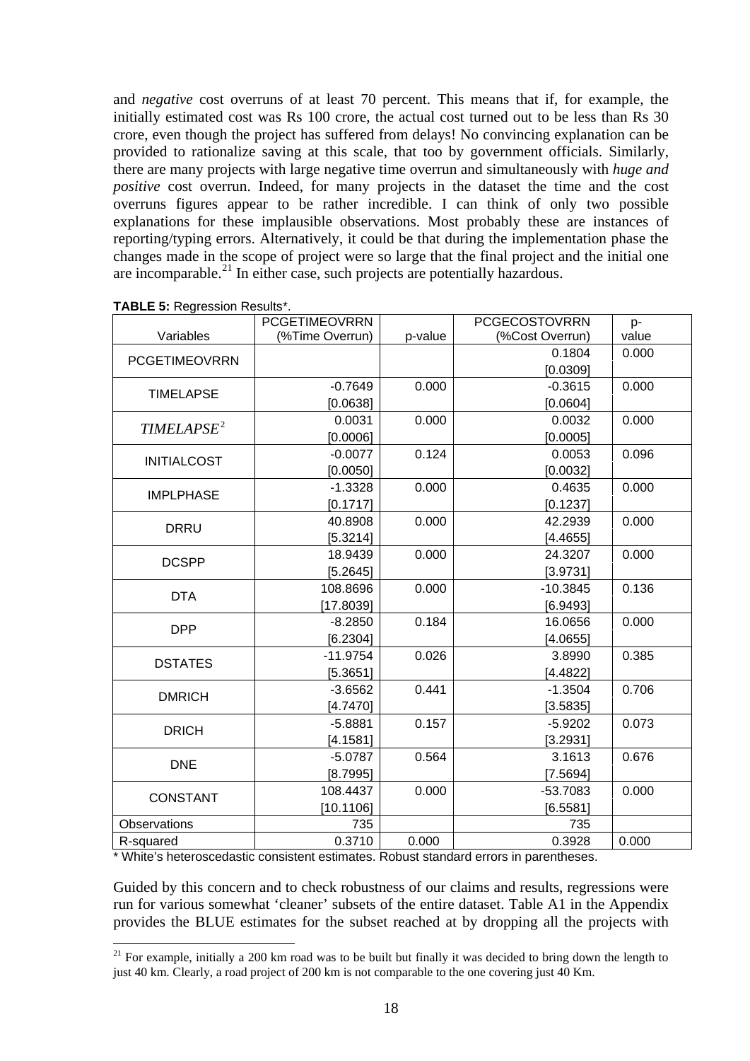and *negative* cost overruns of at least 70 percent. This means that if, for example, the initially estimated cost was Rs 100 crore, the actual cost turned out to be less than Rs 30 crore, even though the project has suffered from delays! No convincing explanation can be provided to rationalize saving at this scale, that too by government officials. Similarly, there are many projects with large negative time overrun and simultaneously with *huge and positive* cost overrun. Indeed, for many projects in the dataset the time and the cost overruns figures appear to be rather incredible. I can think of only two possible explanations for these implausible observations. Most probably these are instances of reporting/typing errors. Alternatively, it could be that during the implementation phase the changes made in the scope of project were so large that the final project and the initial one are incomparable.[21] In either case, such projects are potentially hazardous.

**TABLE 5:** Regression Results*.

| Variables | PCGETIMEOVRRN (%Time Overrun) | p-value | PCGECOSTOVRRN (%Cost Overrun) | p-value |
|---|---|---|---|---|
| PCGETIMEOVRRN | | | 0.1804 [0.0309] | 0.000 |
| TIMELAPSE | -0.7649 [0.0638] | 0.000 | -0.3615 [0.0604] | 0.000 |
| $TIMELAPSE^2$ | 0.0031 [0.0006] | 0.000 | 0.0032 [0.0005] | 0.000 |
| INITIALCOST | -0.0077 [0.0050] | 0.124 | 0.0053 [0.0032] | 0.096 |
| IMPLPHASE | -1.3328 [0.1717] | 0.000 | 0.4635 [0.1237] | 0.000 |
| DRRU | 40.8908 [5.3214] | 0.000 | 42.2939 [4.4655] | 0.000 |
| DCSPP | 18.9439 [5.2645] | 0.000 | 24.3207 [3.9731] | 0.000 |
| DTA | 108.8696 [17.8039] | 0.000 | -10.3845 [6.9493] | 0.136 |
| DPP | -8.2850 [6.2304] | 0.184 | 16.0656 [4.0655] | 0.000 |
| DSTATES | -11.9754 [5.3651] | 0.026 | 3.8990 [4.4822] | 0.385 |
| DMRICH | -3.6562 [4.7470] | 0.441 | -1.3504 [3.5835] | 0.706 |
| DRICH | -5.8881 [4.1581] | 0.157 | -5.9202 [3.2931] | 0.073 |
| DNE | -5.0787 [8.7995] | 0.564 | 3.1613 [7.5694] | 0.676 |
| CONSTANT | 108.4437 [10.1106] | 0.000 | -53.7083 [6.5581] | 0.000 |
| Observations | 735 | | 735 | |
| R-squared | 0.3710 | 0.000 | 0.3928 | 0.000 |

* White's heteroscedastic consistent estimates. Robust standard errors in parentheses.

Guided by this concern and to check robustness of our claims and results, regressions were run for various somewhat 'cleaner' subsets of the entire dataset. Table A1 in the Appendix provides the BLUE estimates for the subset reached at by dropping all the projects with

[21] For example, initially a 200 km road was to be built but finally it was decided to bring down the length to just 40 km. Clearly, a road project of 200 km is not comparable to the one covering just 40 Km.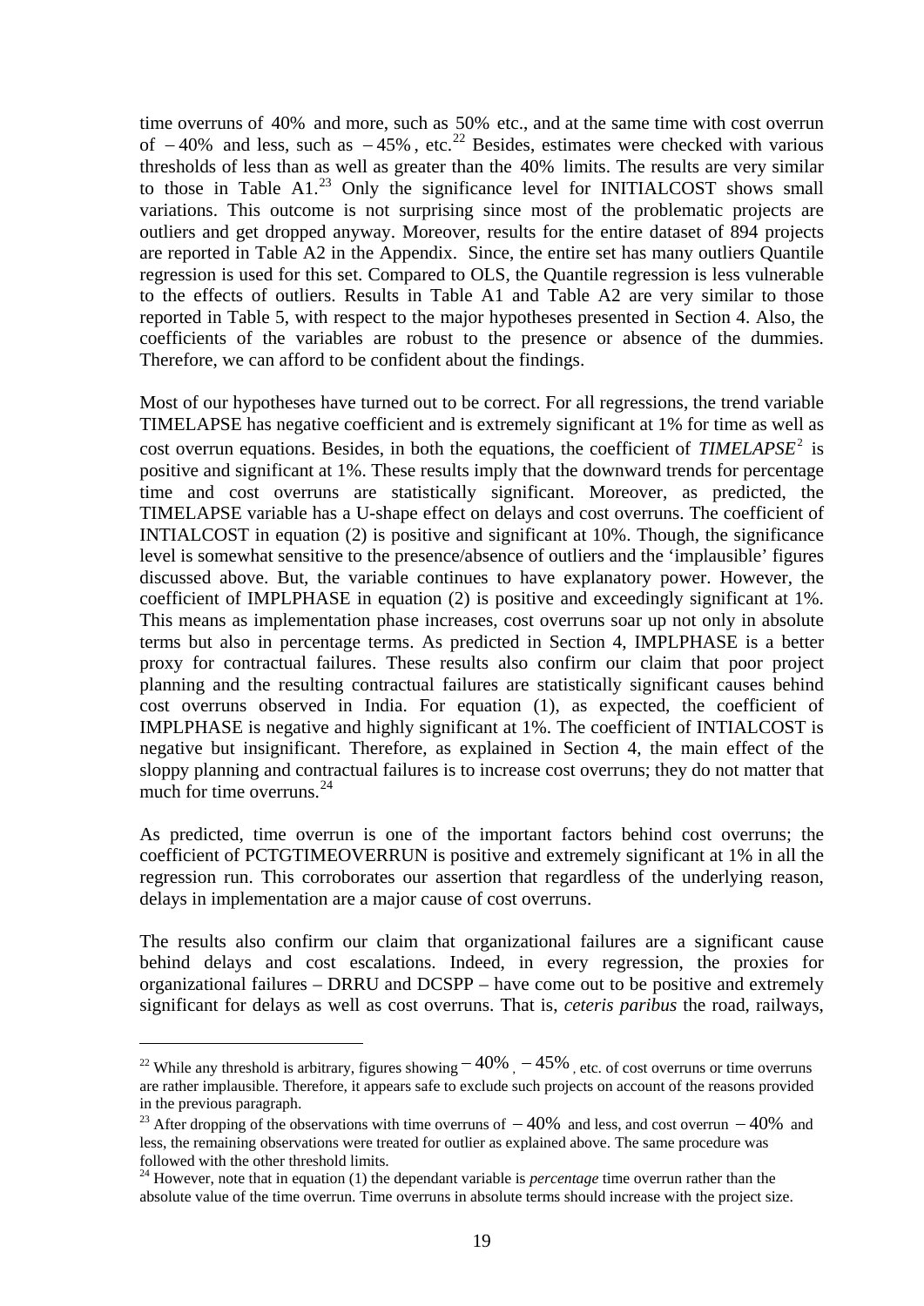time overruns of $40\%$ and more, such as $50\%$ etc., and at the same time with cost overrun of $-40\%$ and less, such as $-45\%$, etc.[22] Besides, estimates were checked with various thresholds of less than as well as greater than the $40\%$ limits. The results are very similar to those in Table A1.[23] Only the significance level for INITIALCOST shows small variations. This outcome is not surprising since most of the problematic projects are outliers and get dropped anyway. Moreover, results for the entire dataset of 894 projects are reported in Table A2 in the Appendix. Since, the entire set has many outliers Quantile regression is used for this set. Compared to OLS, the Quantile regression is less vulnerable to the effects of outliers. Results in Table A1 and Table A2 are very similar to those reported in Table 5, with respect to the major hypotheses presented in Section 4. Also, the coefficients of the variables are robust to the presence or absence of the dummies. Therefore, we can afford to be confident about the findings.

Most of our hypotheses have turned out to be correct. For all regressions, the trend variable TIMELAPSE has negative coefficient and is extremely significant at 1% for time as well as cost overrun equations. Besides, in both the equations, the coefficient of $TIMELAPSE^2$ is positive and significant at 1%. These results imply that the downward trends for percentage time and cost overruns are statistically significant. Moreover, as predicted, the TIMELAPSE variable has a U-shape effect on delays and cost overruns. The coefficient of INTIALCOST in equation (2) is positive and significant at 10%. Though, the significance level is somewhat sensitive to the presence/absence of outliers and the 'implausible' figures discussed above. But, the variable continues to have explanatory power. However, the coefficient of IMPLPHASE in equation (2) is positive and exceedingly significant at 1%. This means as implementation phase increases, cost overruns soar up not only in absolute terms but also in percentage terms. As predicted in Section 4, IMPLPHASE is a better proxy for contractual failures. These results also confirm our claim that poor project planning and the resulting contractual failures are statistically significant causes behind cost overruns observed in India. For equation (1), as expected, the coefficient of IMPLPHASE is negative and highly significant at 1%. The coefficient of INTIALCOST is negative but insignificant. Therefore, as explained in Section 4, the main effect of the sloppy planning and contractual failures is to increase cost overruns; they do not matter that much for time overruns.[24]

As predicted, time overrun is one of the important factors behind cost overruns; the coefficient of PCTGTIMEOVERRUN is positive and extremely significant at 1% in all the regression run. This corroborates our assertion that regardless of the underlying reason, delays in implementation are a major cause of cost overruns.

The results also confirm our claim that organizational failures are a significant cause behind delays and cost escalations. Indeed, in every regression, the proxies for organizational failures – DRRU and DCSPP – have come out to be positive and extremely significant for delays as well as cost overruns. That is, *ceteris paribus* the road, railways,

---

[22] While any threshold is arbitrary, figures showing $-40\%$, $-45\%$, etc. of cost overruns or time overruns are rather implausible. Therefore, it appears safe to exclude such projects on account of the reasons provided in the previous paragraph.

[23] After dropping of the observations with time overruns of $-40\%$ and less, and cost overrun $-40\%$ and less, the remaining observations were treated for outlier as explained above. The same procedure was followed with the other threshold limits.

[24] However, note that in equation (1) the dependant variable is *percentage* time overrun rather than the absolute value of the time overrun. Time overruns in absolute terms should increase with the project size.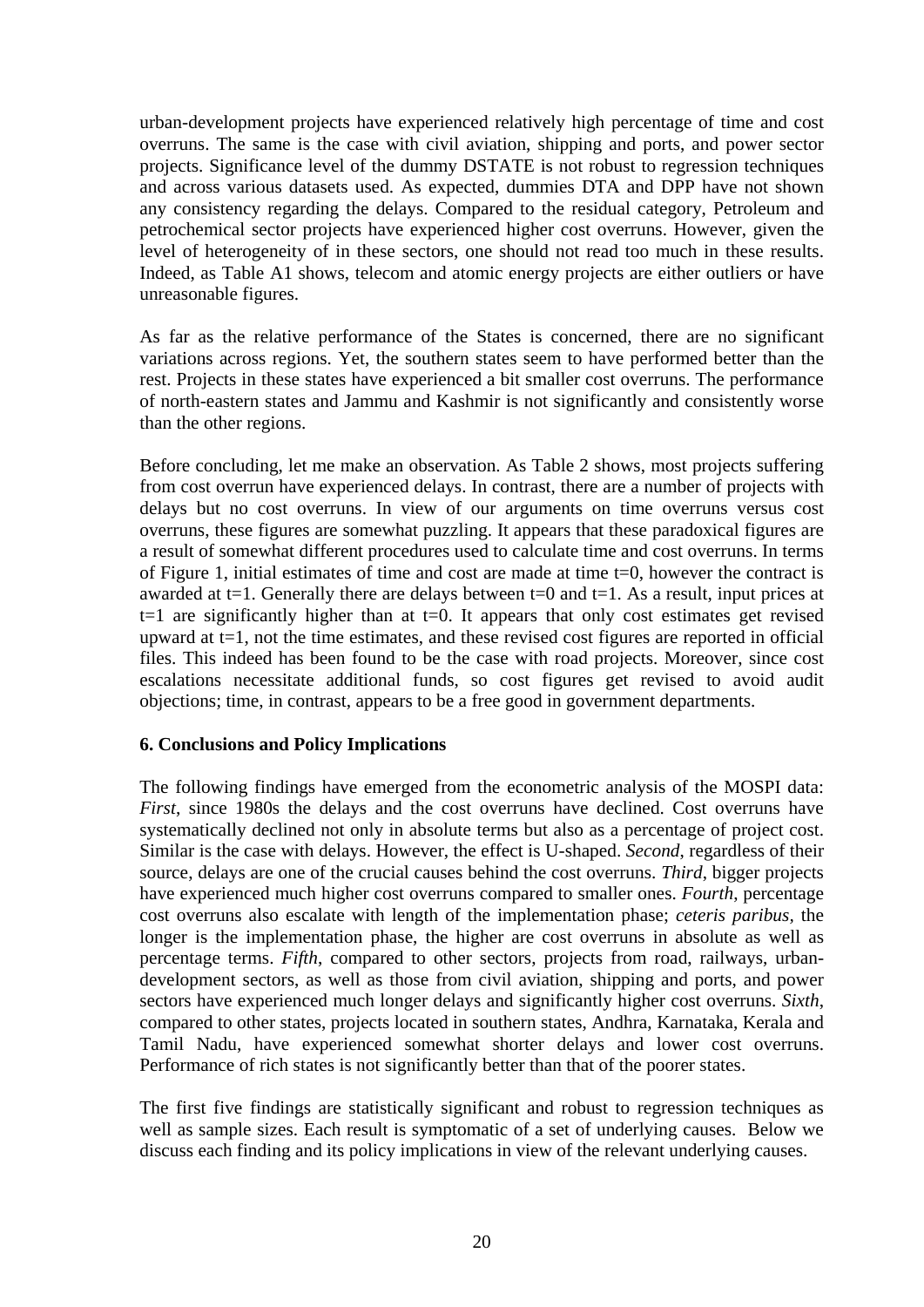urban-development projects have experienced relatively high percentage of time and cost overruns. The same is the case with civil aviation, shipping and ports, and power sector projects. Significance level of the dummy DSTATE is not robust to regression techniques and across various datasets used. As expected, dummies DTA and DPP have not shown any consistency regarding the delays. Compared to the residual category, Petroleum and petrochemical sector projects have experienced higher cost overruns. However, given the level of heterogeneity of in these sectors, one should not read too much in these results. Indeed, as Table A1 shows, telecom and atomic energy projects are either outliers or have unreasonable figures.

As far as the relative performance of the States is concerned, there are no significant variations across regions. Yet, the southern states seem to have performed better than the rest. Projects in these states have experienced a bit smaller cost overruns. The performance of north-eastern states and Jammu and Kashmir is not significantly and consistently worse than the other regions.

Before concluding, let me make an observation. As Table 2 shows, most projects suffering from cost overrun have experienced delays. In contrast, there are a number of projects with delays but no cost overruns. In view of our arguments on time overruns versus cost overruns, these figures are somewhat puzzling. It appears that these paradoxical figures are a result of somewhat different procedures used to calculate time and cost overruns. In terms of Figure 1, initial estimates of time and cost are made at time t=0, however the contract is awarded at t=1. Generally there are delays between t=0 and t=1. As a result, input prices at t=1 are significantly higher than at t=0. It appears that only cost estimates get revised upward at t=1, not the time estimates, and these revised cost figures are reported in official files. This indeed has been found to be the case with road projects. Moreover, since cost escalations necessitate additional funds, so cost figures get revised to avoid audit objections; time, in contrast, appears to be a free good in government departments.

## 6. Conclusions and Policy Implications

The following findings have emerged from the econometric analysis of the MOSPI data: *First*, since 1980s the delays and the cost overruns have declined. Cost overruns have systematically declined not only in absolute terms but also as a percentage of project cost. Similar is the case with delays. However, the effect is U-shaped. *Second*, regardless of their source, delays are one of the crucial causes behind the cost overruns. *Third*, bigger projects have experienced much higher cost overruns compared to smaller ones. *Fourth*, percentage cost overruns also escalate with length of the implementation phase; *ceteris paribus*, the longer is the implementation phase, the higher are cost overruns in absolute as well as percentage terms. *Fifth*, compared to other sectors, projects from road, railways, urban-development sectors, as well as those from civil aviation, shipping and ports, and power sectors have experienced much longer delays and significantly higher cost overruns. *Sixth*, compared to other states, projects located in southern states, Andhra, Karnataka, Kerala and Tamil Nadu, have experienced somewhat shorter delays and lower cost overruns. Performance of rich states is not significantly better than that of the poorer states.

The first five findings are statistically significant and robust to regression techniques as well as sample sizes. Each result is symptomatic of a set of underlying causes. Below we discuss each finding and its policy implications in view of the relevant underlying causes.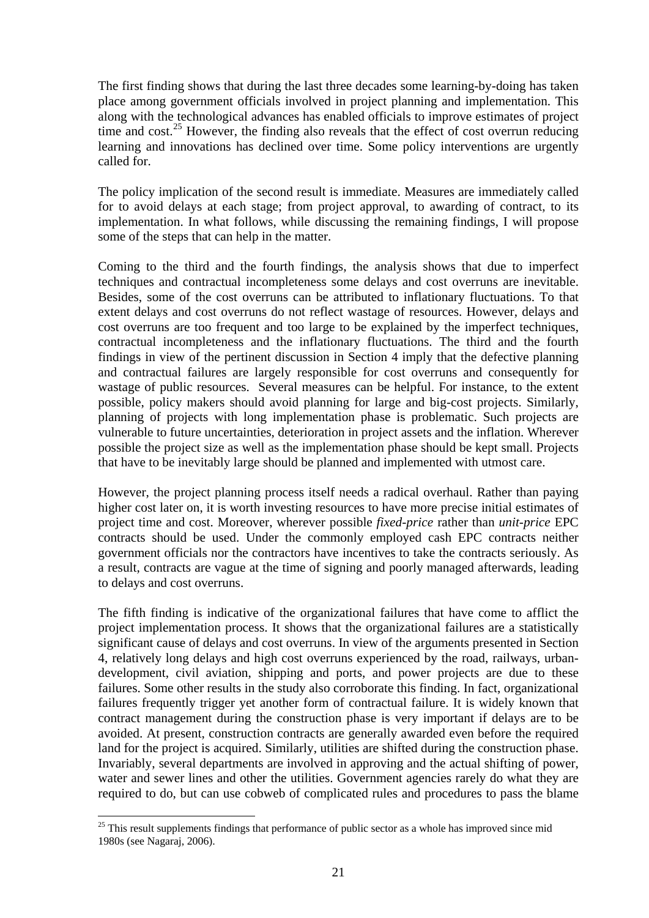The first finding shows that during the last three decades some learning-by-doing has taken place among government officials involved in project planning and implementation. This along with the technological advances has enabled officials to improve estimates of project time and cost.[25] However, the finding also reveals that the effect of cost overrun reducing learning and innovations has declined over time. Some policy interventions are urgently called for.

The policy implication of the second result is immediate. Measures are immediately called for to avoid delays at each stage; from project approval, to awarding of contract, to its implementation. In what follows, while discussing the remaining findings, I will propose some of the steps that can help in the matter.

Coming to the third and the fourth findings, the analysis shows that due to imperfect techniques and contractual incompleteness some delays and cost overruns are inevitable. Besides, some of the cost overruns can be attributed to inflationary fluctuations. To that extent delays and cost overruns do not reflect wastage of resources. However, delays and cost overruns are too frequent and too large to be explained by the imperfect techniques, contractual incompleteness and the inflationary fluctuations. The third and the fourth findings in view of the pertinent discussion in Section 4 imply that the defective planning and contractual failures are largely responsible for cost overruns and consequently for wastage of public resources. Several measures can be helpful. For instance, to the extent possible, policy makers should avoid planning for large and big-cost projects. Similarly, planning of projects with long implementation phase is problematic. Such projects are vulnerable to future uncertainties, deterioration in project assets and the inflation. Wherever possible the project size as well as the implementation phase should be kept small. Projects that have to be inevitably large should be planned and implemented with utmost care.

However, the project planning process itself needs a radical overhaul. Rather than paying higher cost later on, it is worth investing resources to have more precise initial estimates of project time and cost. Moreover, wherever possible *fixed-price* rather than *unit-price* EPC contracts should be used. Under the commonly employed cash EPC contracts neither government officials nor the contractors have incentives to take the contracts seriously. As a result, contracts are vague at the time of signing and poorly managed afterwards, leading to delays and cost overruns.

The fifth finding is indicative of the organizational failures that have come to afflict the project implementation process. It shows that the organizational failures are a statistically significant cause of delays and cost overruns. In view of the arguments presented in Section 4, relatively long delays and high cost overruns experienced by the road, railways, urban-development, civil aviation, shipping and ports, and power projects are due to these failures. Some other results in the study also corroborate this finding. In fact, organizational failures frequently trigger yet another form of contractual failure. It is widely known that contract management during the construction phase is very important if delays are to be avoided. At present, construction contracts are generally awarded even before the required land for the project is acquired. Similarly, utilities are shifted during the construction phase. Invariably, several departments are involved in approving and the actual shifting of power, water and sewer lines and other the utilities. Government agencies rarely do what they are required to do, but can use cobweb of complicated rules and procedures to pass the blame

[25] This result supplements findings that performance of public sector as a whole has improved since mid 1980s (see Nagaraj, 2006).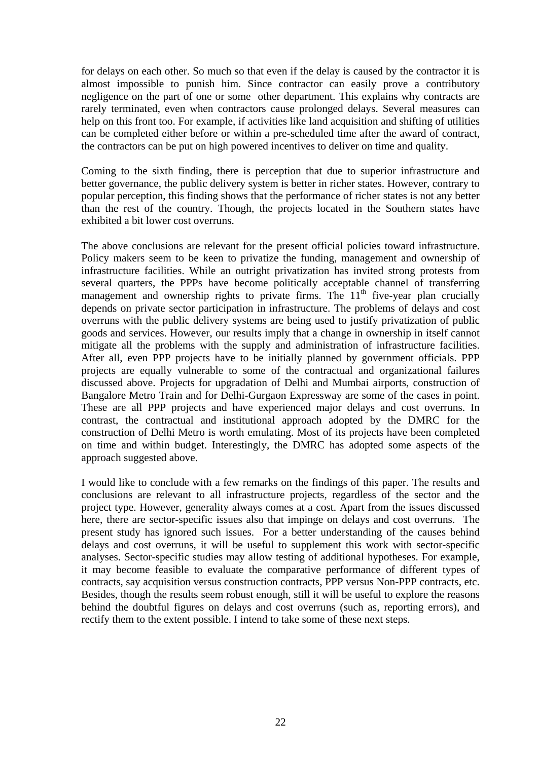for delays on each other. So much so that even if the delay is caused by the contractor it is almost impossible to punish him. Since contractor can easily prove a contributory negligence on the part of one or some other department. This explains why contracts are rarely terminated, even when contractors cause prolonged delays. Several measures can help on this front too. For example, if activities like land acquisition and shifting of utilities can be completed either before or within a pre-scheduled time after the award of contract, the contractors can be put on high powered incentives to deliver on time and quality.

Coming to the sixth finding, there is perception that due to superior infrastructure and better governance, the public delivery system is better in richer states. However, contrary to popular perception, this finding shows that the performance of richer states is not any better than the rest of the country. Though, the projects located in the Southern states have exhibited a bit lower cost overruns.

The above conclusions are relevant for the present official policies toward infrastructure. Policy makers seem to be keen to privatize the funding, management and ownership of infrastructure facilities. While an outright privatization has invited strong protests from several quarters, the PPPs have become politically acceptable channel of transferring management and ownership rights to private firms. The 11th five-year plan crucially depends on private sector participation in infrastructure. The problems of delays and cost overruns with the public delivery systems are being used to justify privatization of public goods and services. However, our results imply that a change in ownership in itself cannot mitigate all the problems with the supply and administration of infrastructure facilities. After all, even PPP projects have to be initially planned by government officials. PPP projects are equally vulnerable to some of the contractual and organizational failures discussed above. Projects for upgradation of Delhi and Mumbai airports, construction of Bangalore Metro Train and for Delhi-Gurgaon Expressway are some of the cases in point. These are all PPP projects and have experienced major delays and cost overruns. In contrast, the contractual and institutional approach adopted by the DMRC for the construction of Delhi Metro is worth emulating. Most of its projects have been completed on time and within budget. Interestingly, the DMRC has adopted some aspects of the approach suggested above.

I would like to conclude with a few remarks on the findings of this paper. The results and conclusions are relevant to all infrastructure projects, regardless of the sector and the project type. However, generality always comes at a cost. Apart from the issues discussed here, there are sector-specific issues also that impinge on delays and cost overruns. The present study has ignored such issues. For a better understanding of the causes behind delays and cost overruns, it will be useful to supplement this work with sector-specific analyses. Sector-specific studies may allow testing of additional hypotheses. For example, it may become feasible to evaluate the comparative performance of different types of contracts, say acquisition versus construction contracts, PPP versus Non-PPP contracts, etc. Besides, though the results seem robust enough, still it will be useful to explore the reasons behind the doubtful figures on delays and cost overruns (such as, reporting errors), and rectify them to the extent possible. I intend to take some of these next steps.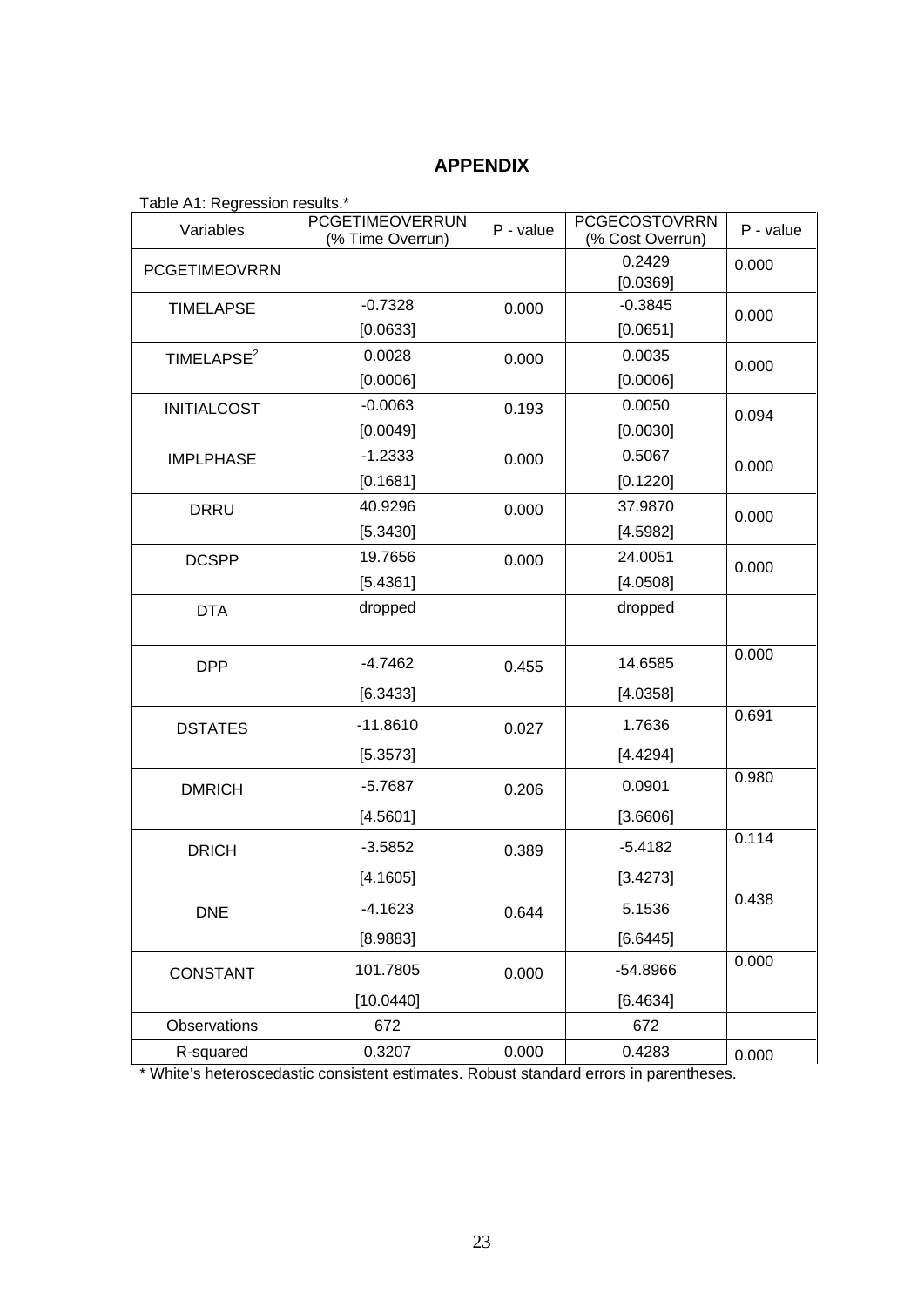# APPENDIX

Table A1: Regression results.*

| Variables | PCGETIMEOVERRUN (% Time Overrun) | P - value | PCGECOSTOVRRN (% Cost Overrun) | P - value |
|---|---|---|---|---|
| PCGETIMEOVRRN | | | 0.2429 [0.0369] | 0.000 |
| TIMELAPSE | -0.7328 [0.0633] | 0.000 | -0.3845 [0.0651] | 0.000 |
| $TIMELAPSE^2$ | 0.0028 [0.0006] | 0.000 | 0.0035 [0.0006] | 0.000 |
| INITIALCOST | -0.0063 [0.0049] | 0.193 | 0.0050 [0.0030] | 0.094 |
| IMPLPHASE | -1.2333 [0.1681] | 0.000 | 0.5067 [0.1220] | 0.000 |
| DRRU | 40.9296 [5.3430] | 0.000 | 37.9870 [4.5982] | 0.000 |
| DCSPP | 19.7656 [5.4361] | 0.000 | 24.0051 [4.0508] | 0.000 |
| DTA | dropped | | dropped | |
| DPP | -4.7462 [6.3433] | 0.455 | 14.6585 [4.0358] | 0.000 |
| DSTATES | -11.8610 [5.3573] | 0.027 | 1.7636 [4.4294] | 0.691 |
| DMRICH | -5.7687 [4.5601] | 0.206 | 0.0901 [3.6606] | 0.980 |
| DRICH | -3.5852 [4.1605] | 0.389 | -5.4182 [3.4273] | 0.114 |
| DNE | -4.1623 [8.9883] | 0.644 | 5.1536 [6.6445] | 0.438 |
| CONSTANT | 101.7805 [10.0440] | 0.000 | -54.8966 [6.4634] | 0.000 |
| Observations | 672 | | 672 | |
| R-squared | 0.3207 | 0.000 | 0.4283 | 0.000 |

* White's heteroscedastic consistent estimates. Robust standard errors in parentheses.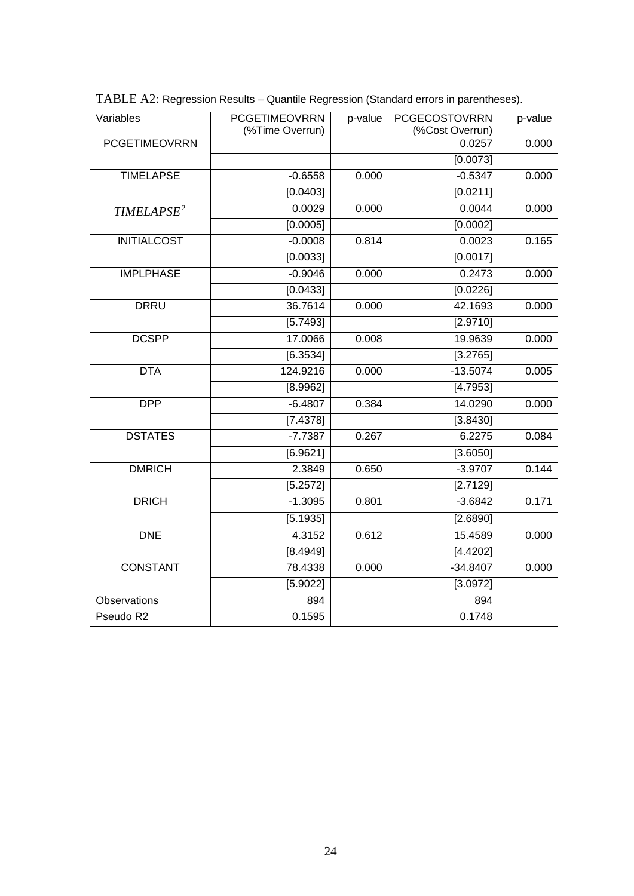TABLE A2: Regression Results – Quantile Regression (Standard errors in parentheses).

| Variables | PCGETIMEOVRRN (%Time Overrun) | p-value | PCGECOSTOVRRN (%Cost Overrun) | p-value |
|---|---|---|---|---|
| PCGETIMEOVRRN | | | 0.0257 | 0.000 |
| | | | [0.0073] | |
| TIMELAPSE | -0.6558 | 0.000 | -0.5347 | 0.000 |
| | [0.0403] | | [0.0211] | |
| $TIMELAPSE^2$ | 0.0029 | 0.000 | 0.0044 | 0.000 |
| | [0.0005] | | [0.0002] | |
| INITIALCOST | -0.0008 | 0.814 | 0.0023 | 0.165 |
| | [0.0033] | | [0.0017] | |
| IMPLPHASE | -0.9046 | 0.000 | 0.2473 | 0.000 |
| | [0.0433] | | [0.0226] | |
| DRRU | 36.7614 | 0.000 | 42.1693 | 0.000 |
| | [5.7493] | | [2.9710] | |
| DCSPP | 17.0066 | 0.008 | 19.9639 | 0.000 |
| | [6.3534] | | [3.2765] | |
| DTA | 124.9216 | 0.000 | -13.5074 | 0.005 |
| | [8.9962] | | [4.7953] | |
| DPP | -6.4807 | 0.384 | 14.0290 | 0.000 |
| | [7.4378] | | [3.8430] | |
| DSTATES | -7.7387 | 0.267 | 6.2275 | 0.084 |
| | [6.9621] | | [3.6050] | |
| DMRICH | 2.3849 | 0.650 | -3.9707 | 0.144 |
| | [5.2572] | | [2.7129] | |
| DRICH | -1.3095 | 0.801 | -3.6842 | 0.171 |
| | [5.1935] | | [2.6890] | |
| DNE | 4.3152 | 0.612 | 15.4589 | 0.000 |
| | [8.4949] | | [4.4202] | |
| CONSTANT | 78.4338 | 0.000 | -34.8407 | 0.000 |
| | [5.9022] | | [3.0972] | |
| Observations | 894 | | 894 | |
| Pseudo R2 | 0.1595 | | 0.1748 | |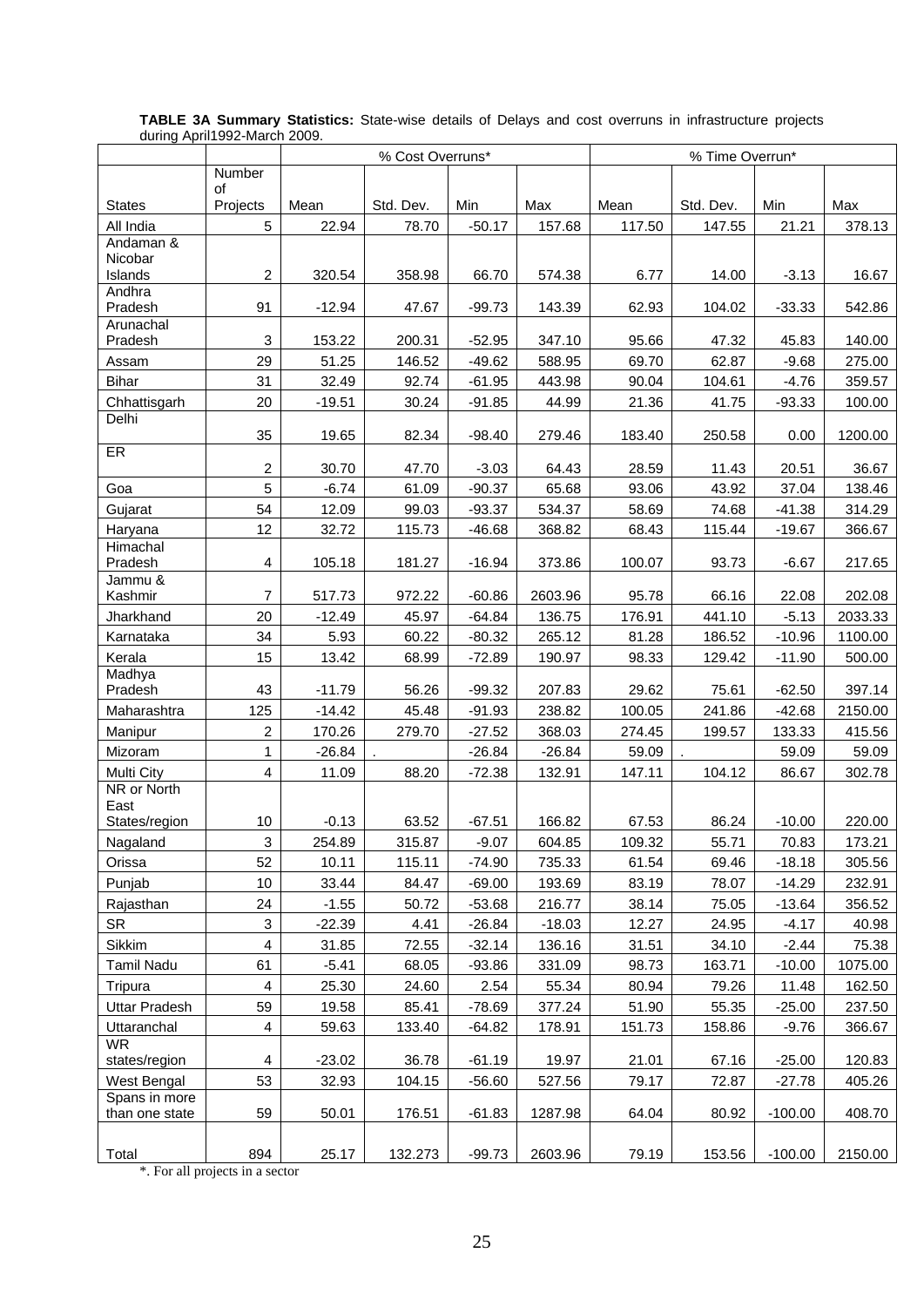**TABLE 3A Summary Statistics:** State-wise details of Delays and cost overruns in infrastructure projects during April1992-March 2009.

| | | % Cost Overruns* | | | | % Time Overrun* | | | |
|---|---|---|---|---|---|---|---|---|---|
| States | Number of Projects | Mean | Std. Dev. | Min | Max | Mean | Std. Dev. | Min | Max |
| All India | 5 | 22.94 | 78.70 | -50.17 | 157.68 | 117.50 | 147.55 | 21.21 | 378.13 |
| Andaman & Nicobar Islands | 2 | 320.54 | 358.98 | 66.70 | 574.38 | 6.77 | 14.00 | -3.13 | 16.67 |
| Andhra Pradesh | 91 | -12.94 | 47.67 | -99.73 | 143.39 | 62.93 | 104.02 | -33.33 | 542.86 |
| Arunachal Pradesh | 3 | 153.22 | 200.31 | -52.95 | 347.10 | 95.66 | 47.32 | 45.83 | 140.00 |
| Assam | 29 | 51.25 | 146.52 | -49.62 | 588.95 | 69.70 | 62.87 | -9.68 | 275.00 |
| Bihar | 31 | 32.49 | 92.74 | -61.95 | 443.98 | 90.04 | 104.61 | -4.76 | 359.57 |
| Chhattisgarh | 20 | -19.51 | 30.24 | -91.85 | 44.99 | 21.36 | 41.75 | -93.33 | 100.00 |
| Delhi | 35 | 19.65 | 82.34 | -98.40 | 279.46 | 183.40 | 250.58 | 0.00 | 1200.00 |
| ER | 2 | 30.70 | 47.70 | -3.03 | 64.43 | 28.59 | 11.43 | 20.51 | 36.67 |
| Goa | 5 | -6.74 | 61.09 | -90.37 | 65.68 | 93.06 | 43.92 | 37.04 | 138.46 |
| Gujarat | 54 | 12.09 | 99.03 | -93.37 | 534.37 | 58.69 | 74.68 | -41.38 | 314.29 |
| Haryana | 12 | 32.72 | 115.73 | -46.68 | 368.82 | 68.43 | 115.44 | -19.67 | 366.67 |
| Himachal Pradesh | 4 | 105.18 | 181.27 | -16.94 | 373.86 | 100.07 | 93.73 | -6.67 | 217.65 |
| Jammu & Kashmir | 7 | 517.73 | 972.22 | -60.86 | 2603.96 | 95.78 | 66.16 | 22.08 | 202.08 |
| Jharkhand | 20 | -12.49 | 45.97 | -64.84 | 136.75 | 176.91 | 441.10 | -5.13 | 2033.33 |
| Karnataka | 34 | 5.93 | 60.22 | -80.32 | 265.12 | 81.28 | 186.52 | -10.96 | 1100.00 |
| Kerala | 15 | 13.42 | 68.99 | -72.89 | 190.97 | 98.33 | 129.42 | -11.90 | 500.00 |
| Madhya Pradesh | 43 | -11.79 | 56.26 | -99.32 | 207.83 | 29.62 | 75.61 | -62.50 | 397.14 |
| Maharashtra | 125 | -14.42 | 45.48 | -91.93 | 238.82 | 100.05 | 241.86 | -42.68 | 2150.00 |
| Manipur | 2 | 170.26 | 279.70 | -27.52 | 368.03 | 274.45 | 199.57 | 133.33 | 415.56 |
| Mizoram | 1 | -26.84 | . | -26.84 | -26.84 | 59.09 | . | 59.09 | 59.09 |
| Multi City | 4 | 11.09 | 88.20 | -72.38 | 132.91 | 147.11 | 104.12 | 86.67 | 302.78 |
| NR or North East States/region | 10 | -0.13 | 63.52 | -67.51 | 166.82 | 67.53 | 86.24 | -10.00 | 220.00 |
| Nagaland | 3 | 254.89 | 315.87 | -9.07 | 604.85 | 109.32 | 55.71 | 70.83 | 173.21 |
| Orissa | 52 | 10.11 | 115.11 | -74.90 | 735.33 | 61.54 | 69.46 | -18.18 | 305.56 |
| Punjab | 10 | 33.44 | 84.47 | -69.00 | 193.69 | 83.19 | 78.07 | -14.29 | 232.91 |
| Rajasthan | 24 | -1.55 | 50.72 | -53.68 | 216.77 | 38.14 | 75.05 | -13.64 | 356.52 |
| SR | 3 | -22.39 | 4.41 | -26.84 | -18.03 | 12.27 | 24.95 | -4.17 | 40.98 |
| Sikkim | 4 | 31.85 | 72.55 | -32.14 | 136.16 | 31.51 | 34.10 | -2.44 | 75.38 |
| Tamil Nadu | 61 | -5.41 | 68.05 | -93.86 | 331.09 | 98.73 | 163.71 | -10.00 | 1075.00 |
| Tripura | 4 | 25.30 | 24.60 | 2.54 | 55.34 | 80.94 | 79.26 | 11.48 | 162.50 |
| Uttar Pradesh | 59 | 19.58 | 85.41 | -78.69 | 377.24 | 51.90 | 55.35 | -25.00 | 237.50 |
| Uttaranchal | 4 | 59.63 | 133.40 | -64.82 | 178.91 | 151.73 | 158.86 | -9.76 | 366.67 |
| WR states/region | 4 | -23.02 | 36.78 | -61.19 | 19.97 | 21.01 | 67.16 | -25.00 | 120.83 |
| West Bengal | 53 | 32.93 | 104.15 | -56.60 | 527.56 | 79.17 | 72.87 | -27.78 | 405.26 |
| Spans in more than one state | 59 | 50.01 | 176.51 | -61.83 | 1287.98 | 64.04 | 80.92 | -100.00 | 408.70 |
| Total | 894 | 25.17 | 132.273 | -99.73 | 2603.96 | 79.19 | 153.56 | -100.00 | 2150.00 |

*. For all projects in a sector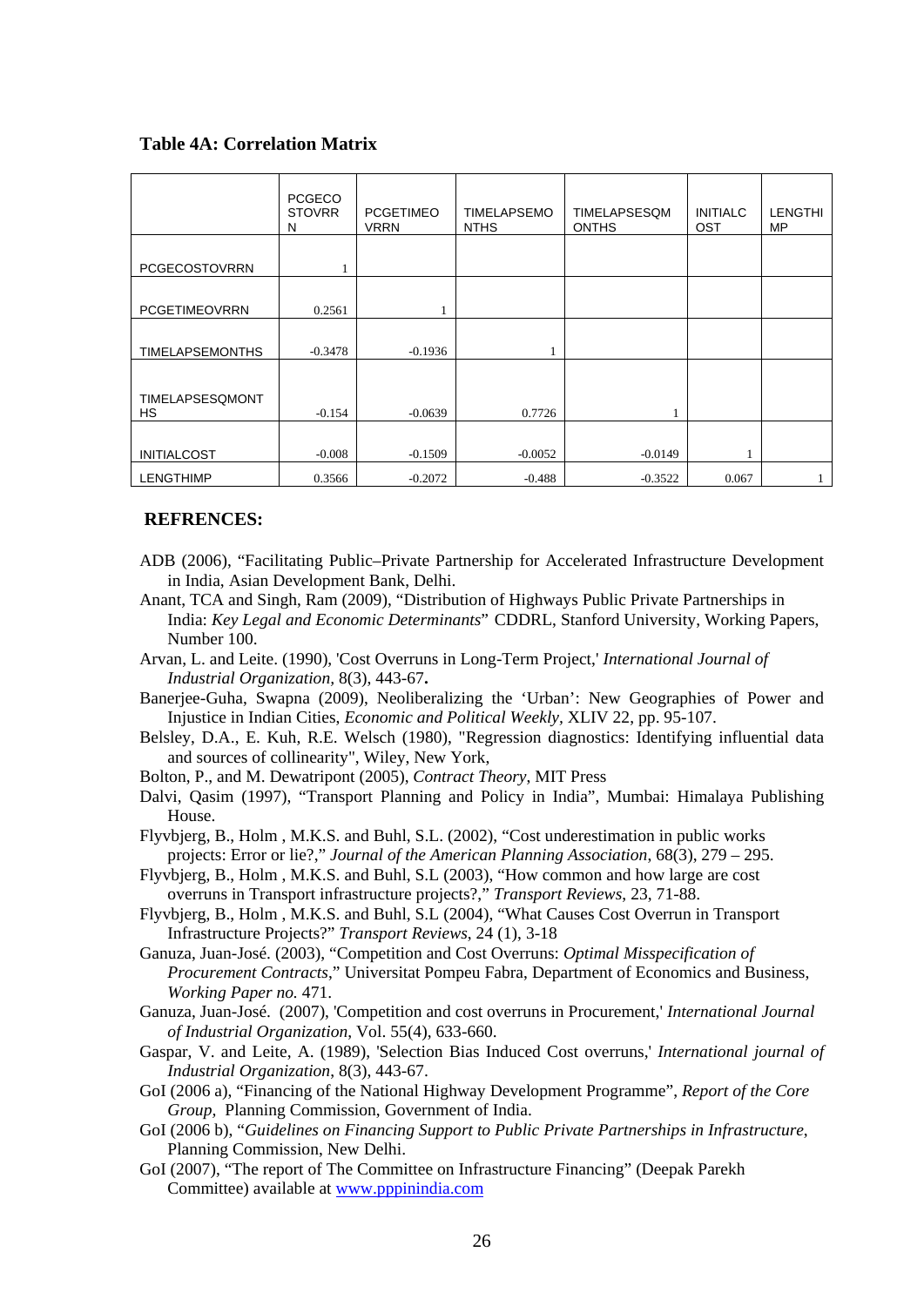**Table 4A: Correlation Matrix**

| | PCGECOSTOVRRN | PCGETIMEOVRRN | TIMELAPSEMONTHS | TIMELAPSESQMONTHS | INITIALCOST | LENGTHIMP |
|---|---|---|---|---|---|---|
| PCGECOSTOVRRN | 1 | | | | | |
| PCGETIMEOVRRN | 0.2561 | 1 | | | | |
| TIMELAPSEMONTHS | -0.3478 | -0.1936 | 1 | | | |
| TIMELAPSESQMONTHS | -0.154 | -0.0639 | 0.7726 | 1 | | |
| INITIALCOST | -0.008 | -0.1509 | -0.0052 | -0.0149 | 1 | |
| LENGTHIMP | 0.3566 | -0.2072 | -0.488 | -0.3522 | 0.067 | 1 |

## REFRENCES:

ADB (2006), "Facilitating Public–Private Partnership for Accelerated Infrastructure Development in India, Asian Development Bank, Delhi.

Anant, TCA and Singh, Ram (2009), "Distribution of Highways Public Private Partnerships in India: *Key Legal and Economic Determinants*" CDDRL, Stanford University, Working Papers, Number 100.

Arvan, L. and Leite. (1990), 'Cost Overruns in Long-Term Project,' *International Journal of Industrial Organization*, 8(3), 443-67**.**

Banerjee-Guha, Swapna (2009), Neoliberalizing the 'Urban': New Geographies of Power and Injustice in Indian Cities, *Economic and Political Weekly,* XLIV 22, pp. 95-107.

Belsley, D.A., E. Kuh, R.E. Welsch (1980), "Regression diagnostics: Identifying influential data and sources of collinearity", Wiley, New York,

Bolton, P., and M. Dewatripont (2005), *Contract Theory*, MIT Press

Dalvi, Qasim (1997), "Transport Planning and Policy in India", Mumbai: Himalaya Publishing House.

Flyvbjerg, B., Holm , M.K.S. and Buhl, S.L. (2002), "Cost underestimation in public works projects: Error or lie?," *Journal of the American Planning Association*, 68(3), 279 – 295.

Flyvbjerg, B., Holm , M.K.S. and Buhl, S.L (2003), "How common and how large are cost overruns in Transport infrastructure projects?," *Transport Reviews*, 23, 71-88.

Flyvbjerg, B., Holm , M.K.S. and Buhl, S.L (2004), "What Causes Cost Overrun in Transport Infrastructure Projects?" *Transport Reviews*, 24 (1), 3-18

Ganuza, Juan-José. (2003), "Competition and Cost Overruns: *Optimal Misspecification of Procurement Contracts*," Universitat Pompeu Fabra, Department of Economics and Business, *Working Paper no.* 471.

Ganuza, Juan-José. (2007), 'Competition and cost overruns in Procurement,' *International Journal of Industrial Organization*, Vol. 55(4), 633-660.

Gaspar, V. and Leite, A. (1989), 'Selection Bias Induced Cost overruns,' *International journal of Industrial Organization*, 8(3), 443-67.

GoI (2006 a), "Financing of the National Highway Development Programme", *Report of the Core Group*, Planning Commission, Government of India.

GoI (2006 b), "*Guidelines on Financing Support to Public Private Partnerships in Infrastructure*, Planning Commission, New Delhi.

GoI (2007), "The report of The Committee on Infrastructure Financing" (Deepak Parekh Committee) available at www.pppinindia.com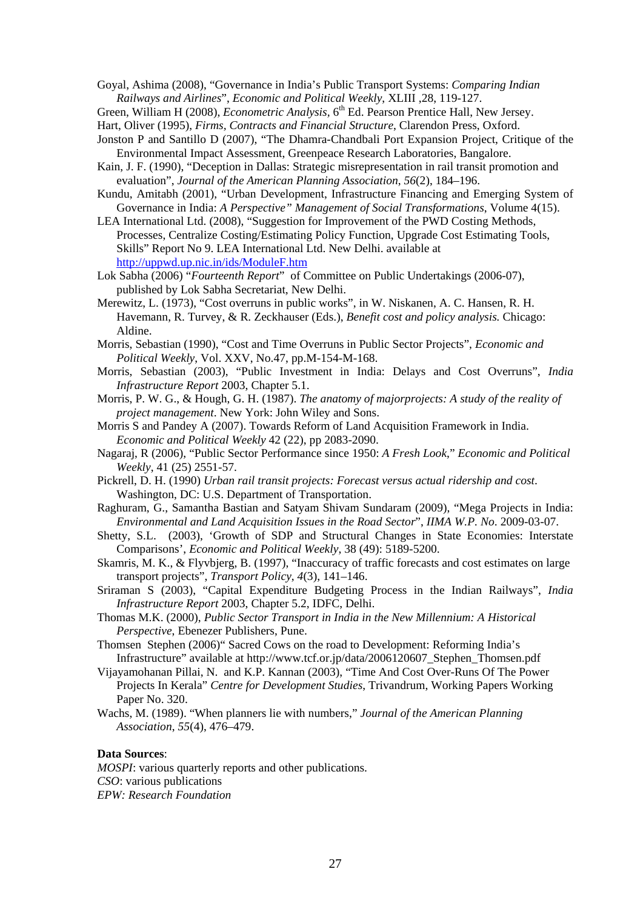Goyal, Ashima (2008), "Governance in India's Public Transport Systems: *Comparing Indian Railways and Airlines*", *Economic and Political Weekly*, XLIII ,28, 119-127.

Green, William H (2008), *Econometric Analysis*, 6th Ed. Pearson Prentice Hall, New Jersey.

Hart, Oliver (1995), *Firms, Contracts and Financial Structure*, Clarendon Press, Oxford.

Jonston P and Santillo D (2007), "The Dhamra-Chandbali Port Expansion Project, Critique of the Environmental Impact Assessment, Greenpeace Research Laboratories, Bangalore.

Kain, J. F. (1990), "Deception in Dallas: Strategic misrepresentation in rail transit promotion and evaluation", *Journal of the American Planning Association*, *56*(2), 184–196.

Kundu, Amitabh (2001), "Urban Development, Infrastructure Financing and Emerging System of Governance in India: *A Perspective" Management of Social Transformations*, Volume 4(15).

LEA International Ltd. (2008), "Suggestion for Improvement of the PWD Costing Methods, Processes, Centralize Costing/Estimating Policy Function, Upgrade Cost Estimating Tools, Skills" Report No 9. LEA International Ltd. New Delhi. available at http://uppwd.up.nic.in/ids/ModuleF.htm

Lok Sabha (2006) "*Fourteenth Report*" of Committee on Public Undertakings (2006-07), published by Lok Sabha Secretariat, New Delhi.

Merewitz, L. (1973), "Cost overruns in public works", in W. Niskanen, A. C. Hansen, R. H. Havemann, R. Turvey, & R. Zeckhauser (Eds.), *Benefit cost and policy analysis.* Chicago: Aldine.

Morris, Sebastian (1990), "Cost and Time Overruns in Public Sector Projects", *Economic and Political Weekly*, Vol. XXV, No.47, pp.M-154-M-168.

Morris, Sebastian (2003), "Public Investment in India: Delays and Cost Overruns", *India Infrastructure Report* 2003, Chapter 5.1.

Morris, P. W. G., & Hough, G. H. (1987). *The anatomy of majorprojects: A study of the reality of project management*. New York: John Wiley and Sons.

Morris S and Pandey A (2007). Towards Reform of Land Acquisition Framework in India. *Economic and Political Weekly* 42 (22), pp 2083-2090.

Nagaraj, R (2006), "Public Sector Performance since 1950: *A Fresh Look*," *Economic and Political Weekly*, 41 (25) 2551-57.

Pickrell, D. H. (1990) *Urban rail transit projects: Forecast versus actual ridership and cost*. Washington, DC: U.S. Department of Transportation.

Raghuram, G., Samantha Bastian and Satyam Shivam Sundaram (2009), "Mega Projects in India: *Environmental and Land Acquisition Issues in the Road Sector*", *IIMA W.P. No*. 2009-03-07.

Shetty, S.L. (2003), 'Growth of SDP and Structural Changes in State Economies: Interstate Comparisons', *Economic and Political Weekly*, 38 (49): 5189-5200.

Skamris, M. K., & Flyvbjerg, B. (1997), "Inaccuracy of traffic forecasts and cost estimates on large transport projects", *Transport Policy*, *4*(3), 141–146.

Sriraman S (2003), "Capital Expenditure Budgeting Process in the Indian Railways", *India Infrastructure Report* 2003, Chapter 5.2, IDFC, Delhi.

Thomas M.K. (2000), *Public Sector Transport in India in the New Millennium: A Historical Perspective*, Ebenezer Publishers, Pune.

Thomsen Stephen (2006)" Sacred Cows on the road to Development: Reforming India's Infrastructure" available at http://www.tcf.or.jp/data/2006120607_Stephen_Thomsen.pdf

Vijayamohanan Pillai, N. and K.P. Kannan (2003), "Time And Cost Over-Runs Of The Power Projects In Kerala" *Centre for Development Studies*, Trivandrum, Working Papers Working Paper No. 320.

Wachs, M. (1989). "When planners lie with numbers," *Journal of the American Planning Association*, *55*(4), 476–479.

**Data Sources**:

*MOSPI*: various quarterly reports and other publications.

*CSO*: various publications

*EPW: Research Foundation*